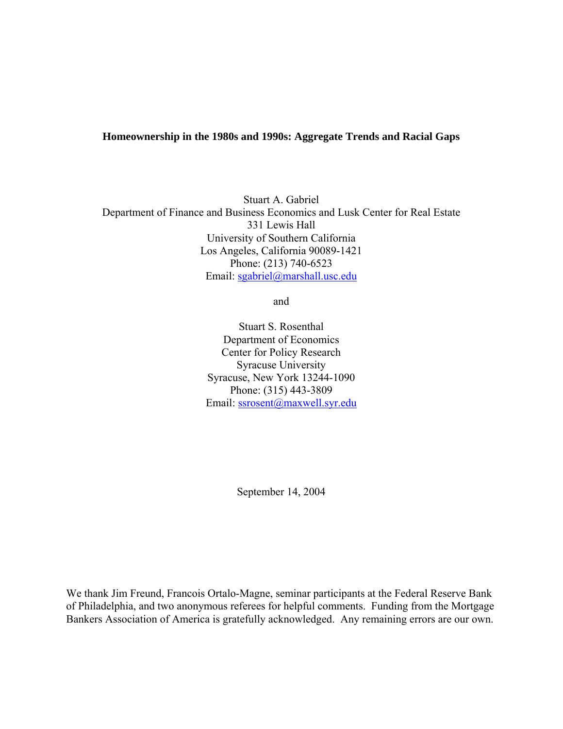# Homeownership in the 1980s and 1990s: Aggregate Trends and Racial Gaps

Stuart A. Gabriel
Department of Finance and Business Economics and Lusk Center for Real Estate
331 Lewis Hall
University of Southern California
Los Angeles, California 90089-1421
Phone: (213) 740-6523
Email: sgabriel@marshall.usc.edu

and

Stuart S. Rosenthal
Department of Economics
Center for Policy Research
Syracuse University
Syracuse, New York 13244-1090
Phone: (315) 443-3809
Email: ssrosent@maxwell.syr.edu

September 14, 2004

We thank Jim Freund, Francois Ortalo-Magne, seminar participants at the Federal Reserve Bank of Philadelphia, and two anonymous referees for helpful comments. Funding from the Mortgage Bankers Association of America is gratefully acknowledged. Any remaining errors are our own.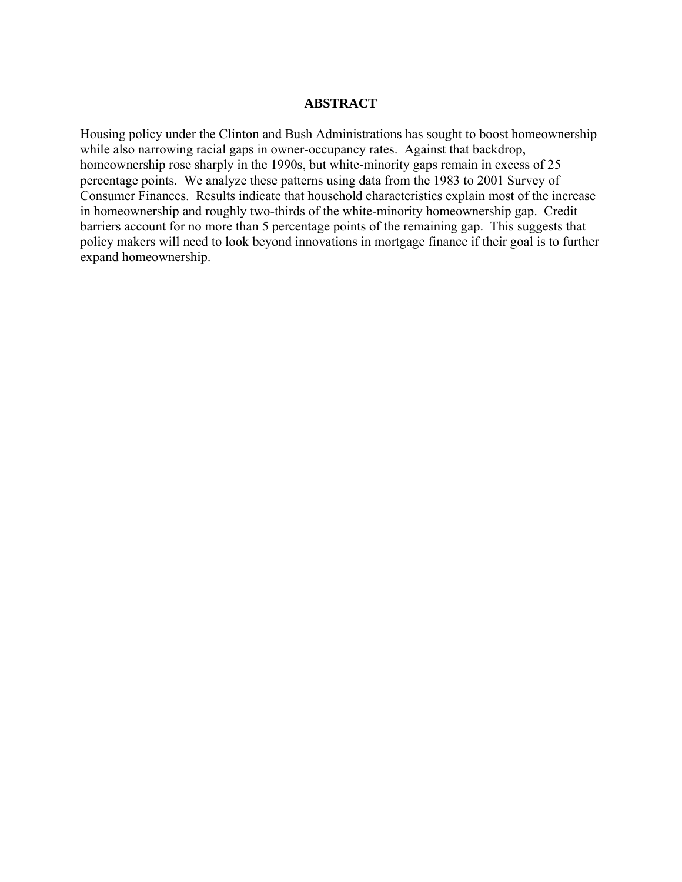## ABSTRACT

Housing policy under the Clinton and Bush Administrations has sought to boost homeownership while also narrowing racial gaps in owner-occupancy rates. Against that backdrop, homeownership rose sharply in the 1990s, but white-minority gaps remain in excess of 25 percentage points. We analyze these patterns using data from the 1983 to 2001 Survey of Consumer Finances. Results indicate that household characteristics explain most of the increase in homeownership and roughly two-thirds of the white-minority homeownership gap. Credit barriers account for no more than 5 percentage points of the remaining gap. This suggests that policy makers will need to look beyond innovations in mortgage finance if their goal is to further expand homeownership.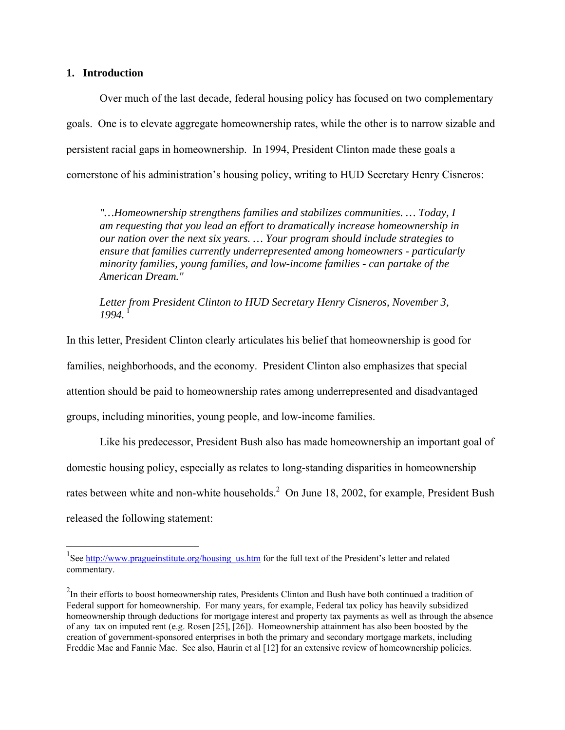## 1. Introduction

Over much of the last decade, federal housing policy has focused on two complementary goals. One is to elevate aggregate homeownership rates, while the other is to narrow sizable and persistent racial gaps in homeownership. In 1994, President Clinton made these goals a cornerstone of his administration's housing policy, writing to HUD Secretary Henry Cisneros:

> *"…Homeownership strengthens families and stabilizes communities. … Today, I am requesting that you lead an effort to dramatically increase homeownership in our nation over the next six years. … Your program should include strategies to ensure that families currently underrepresented among homeowners - particularly minority families, young families, and low-income families - can partake of the American Dream."*
>
> *Letter from President Clinton to HUD Secretary Henry Cisneros, November 3, 1994.* [1]

In this letter, President Clinton clearly articulates his belief that homeownership is good for families, neighborhoods, and the economy. President Clinton also emphasizes that special attention should be paid to homeownership rates among underrepresented and disadvantaged groups, including minorities, young people, and low-income families.

Like his predecessor, President Bush also has made homeownership an important goal of domestic housing policy, especially as relates to long-standing disparities in homeownership rates between white and non-white households.[2] On June 18, 2002, for example, President Bush released the following statement:

---

[1] See http://www.pragueinstitute.org/housing_us.htm for the full text of the President's letter and related commentary.

[2] In their efforts to boost homeownership rates, Presidents Clinton and Bush have both continued a tradition of Federal support for homeownership. For many years, for example, Federal tax policy has heavily subsidized homeownership through deductions for mortgage interest and property tax payments as well as through the absence of any tax on imputed rent (e.g. Rosen [25], [26]). Homeownership attainment has also been boosted by the creation of government-sponsored enterprises in both the primary and secondary mortgage markets, including Freddie Mac and Fannie Mae. See also, Haurin et al [12] for an extensive review of homeownership policies.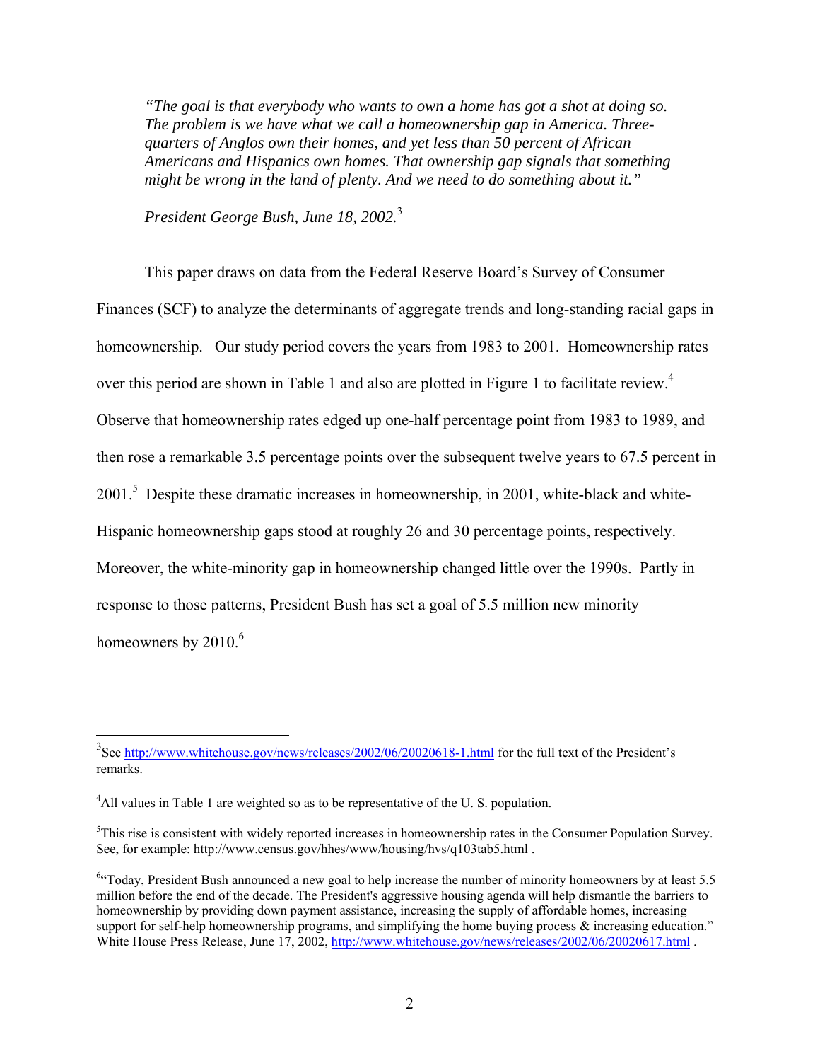*"The goal is that everybody who wants to own a home has got a shot at doing so. The problem is we have what we call a homeownership gap in America. Three-quarters of Anglos own their homes, and yet less than 50 percent of African Americans and Hispanics own homes. That ownership gap signals that something might be wrong in the land of plenty. And we need to do something about it."*

*President George Bush, June 18, 2002.*[3]

This paper draws on data from the Federal Reserve Board's Survey of Consumer Finances (SCF) to analyze the determinants of aggregate trends and long-standing racial gaps in homeownership. Our study period covers the years from 1983 to 2001. Homeownership rates over this period are shown in Table 1 and also are plotted in Figure 1 to facilitate review.[4] Observe that homeownership rates edged up one-half percentage point from 1983 to 1989, and then rose a remarkable 3.5 percentage points over the subsequent twelve years to 67.5 percent in 2001.[5] Despite these dramatic increases in homeownership, in 2001, white-black and white-Hispanic homeownership gaps stood at roughly 26 and 30 percentage points, respectively. Moreover, the white-minority gap in homeownership changed little over the 1990s. Partly in response to those patterns, President Bush has set a goal of 5.5 million new minority homeowners by 2010.[6]

---

[3]See http://www.whitehouse.gov/news/releases/2002/06/20020618-1.html for the full text of the President's remarks.

[4]All values in Table 1 are weighted so as to be representative of the U. S. population.

[5]This rise is consistent with widely reported increases in homeownership rates in the Consumer Population Survey. See, for example: http://www.census.gov/hhes/www/housing/hvs/q103tab5.html .

[6]"Today, President Bush announced a new goal to help increase the number of minority homeowners by at least 5.5 million before the end of the decade. The President's aggressive housing agenda will help dismantle the barriers to homeownership by providing down payment assistance, increasing the supply of affordable homes, increasing support for self-help homeownership programs, and simplifying the home buying process & increasing education." White House Press Release, June 17, 2002, http://www.whitehouse.gov/news/releases/2002/06/20020617.html .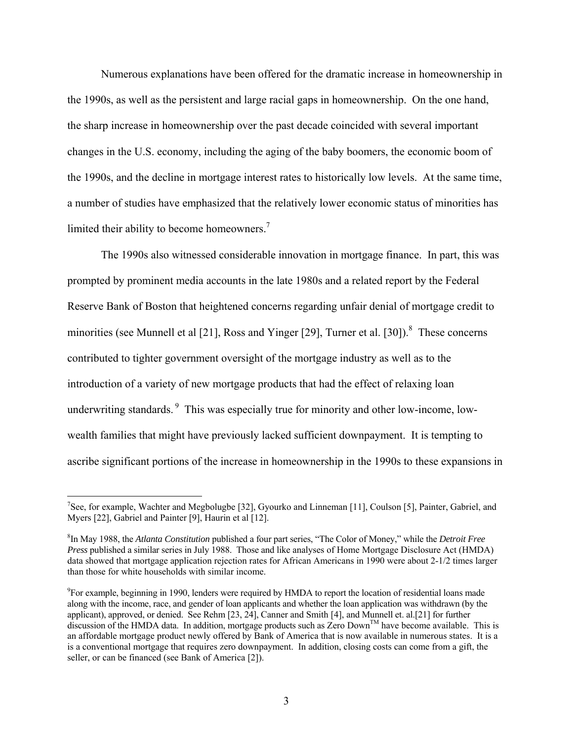Numerous explanations have been offered for the dramatic increase in homeownership in the 1990s, as well as the persistent and large racial gaps in homeownership. On the one hand, the sharp increase in homeownership over the past decade coincided with several important changes in the U.S. economy, including the aging of the baby boomers, the economic boom of the 1990s, and the decline in mortgage interest rates to historically low levels. At the same time, a number of studies have emphasized that the relatively lower economic status of minorities has limited their ability to become homeowners.[7]

The 1990s also witnessed considerable innovation in mortgage finance. In part, this was prompted by prominent media accounts in the late 1980s and a related report by the Federal Reserve Bank of Boston that heightened concerns regarding unfair denial of mortgage credit to minorities (see Munnell et al [21], Ross and Yinger [29], Turner et al. [30]).[8] These concerns contributed to tighter government oversight of the mortgage industry as well as to the introduction of a variety of new mortgage products that had the effect of relaxing loan underwriting standards.[9] This was especially true for minority and other low-income, low-wealth families that might have previously lacked sufficient downpayment. It is tempting to ascribe significant portions of the increase in homeownership in the 1990s to these expansions in

---

[7]See, for example, Wachter and Megbolugbe [32], Gyourko and Linneman [11], Coulson [5], Painter, Gabriel, and Myers [22], Gabriel and Painter [9], Haurin et al [12].

[8]In May 1988, the *Atlanta Constitution* published a four part series, "The Color of Money," while the *Detroit Free Press* published a similar series in July 1988. Those and like analyses of Home Mortgage Disclosure Act (HMDA) data showed that mortgage application rejection rates for African Americans in 1990 were about 2-1/2 times larger than those for white households with similar income.

[9]For example, beginning in 1990, lenders were required by HMDA to report the location of residential loans made along with the income, race, and gender of loan applicants and whether the loan application was withdrawn (by the applicant), approved, or denied. See Rehm [23, 24], Canner and Smith [4], and Munnell et. al.[21] for further discussion of the HMDA data. In addition, mortgage products such as Zero Down™ have become available. This is an affordable mortgage product newly offered by Bank of America that is now available in numerous states. It is a is a conventional mortgage that requires zero downpayment. In addition, closing costs can come from a gift, the seller, or can be financed (see Bank of America [2]).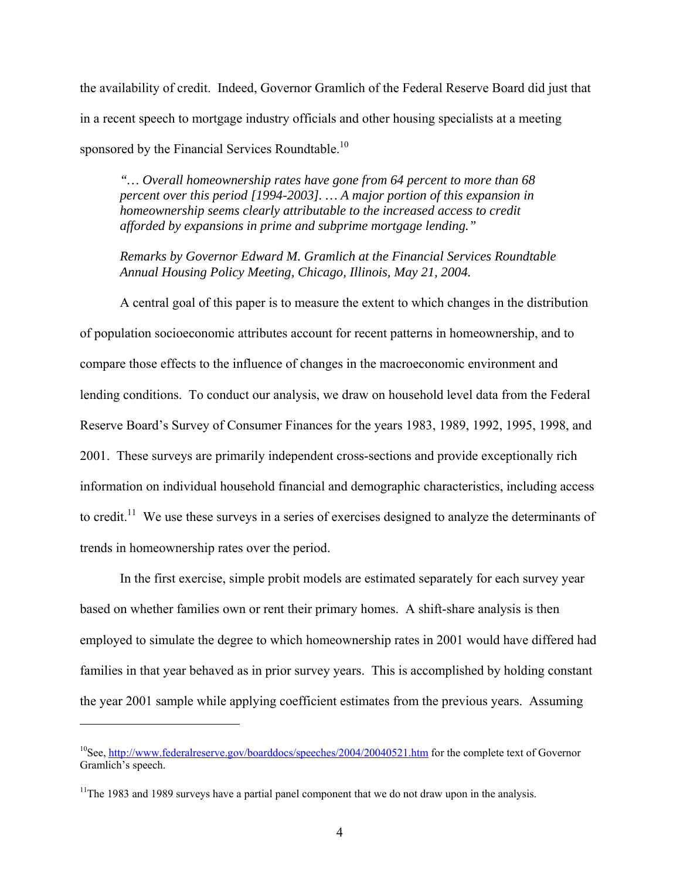the availability of credit. Indeed, Governor Gramlich of the Federal Reserve Board did just that in a recent speech to mortgage industry officials and other housing specialists at a meeting sponsored by the Financial Services Roundtable.[10]

> *"… Overall homeownership rates have gone from 64 percent to more than 68 percent over this period [1994-2003]. … A major portion of this expansion in homeownership seems clearly attributable to the increased access to credit afforded by expansions in prime and subprime mortgage lending."*
>
> *Remarks by Governor Edward M. Gramlich at the Financial Services Roundtable Annual Housing Policy Meeting, Chicago, Illinois, May 21, 2004.*

A central goal of this paper is to measure the extent to which changes in the distribution of population socioeconomic attributes account for recent patterns in homeownership, and to compare those effects to the influence of changes in the macroeconomic environment and lending conditions. To conduct our analysis, we draw on household level data from the Federal Reserve Board's Survey of Consumer Finances for the years 1983, 1989, 1992, 1995, 1998, and 2001. These surveys are primarily independent cross-sections and provide exceptionally rich information on individual household financial and demographic characteristics, including access to credit.[11] We use these surveys in a series of exercises designed to analyze the determinants of trends in homeownership rates over the period.

In the first exercise, simple probit models are estimated separately for each survey year based on whether families own or rent their primary homes. A shift-share analysis is then employed to simulate the degree to which homeownership rates in 2001 would have differed had families in that year behaved as in prior survey years. This is accomplished by holding constant the year 2001 sample while applying coefficient estimates from the previous years. Assuming

---

[10] See, http://www.federalreserve.gov/boarddocs/speeches/2004/20040521.htm for the complete text of Governor Gramlich's speech.

[11] The 1983 and 1989 surveys have a partial panel component that we do not draw upon in the analysis.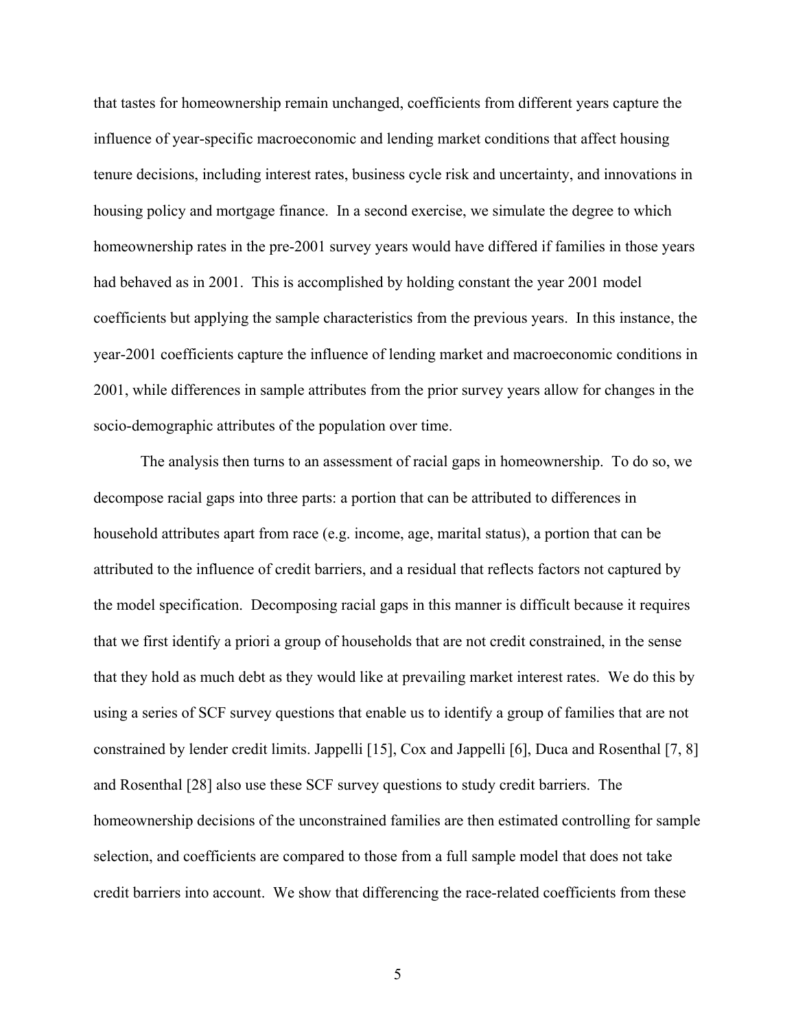that tastes for homeownership remain unchanged, coefficients from different years capture the influence of year-specific macroeconomic and lending market conditions that affect housing tenure decisions, including interest rates, business cycle risk and uncertainty, and innovations in housing policy and mortgage finance. In a second exercise, we simulate the degree to which homeownership rates in the pre-2001 survey years would have differed if families in those years had behaved as in 2001. This is accomplished by holding constant the year 2001 model coefficients but applying the sample characteristics from the previous years. In this instance, the year-2001 coefficients capture the influence of lending market and macroeconomic conditions in 2001, while differences in sample attributes from the prior survey years allow for changes in the socio-demographic attributes of the population over time.

The analysis then turns to an assessment of racial gaps in homeownership. To do so, we decompose racial gaps into three parts: a portion that can be attributed to differences in household attributes apart from race (e.g. income, age, marital status), a portion that can be attributed to the influence of credit barriers, and a residual that reflects factors not captured by the model specification. Decomposing racial gaps in this manner is difficult because it requires that we first identify a priori a group of households that are not credit constrained, in the sense that they hold as much debt as they would like at prevailing market interest rates. We do this by using a series of SCF survey questions that enable us to identify a group of families that are not constrained by lender credit limits. Jappelli [15], Cox and Jappelli [6], Duca and Rosenthal [7, 8] and Rosenthal [28] also use these SCF survey questions to study credit barriers. The homeownership decisions of the unconstrained families are then estimated controlling for sample selection, and coefficients are compared to those from a full sample model that does not take credit barriers into account. We show that differencing the race-related coefficients from these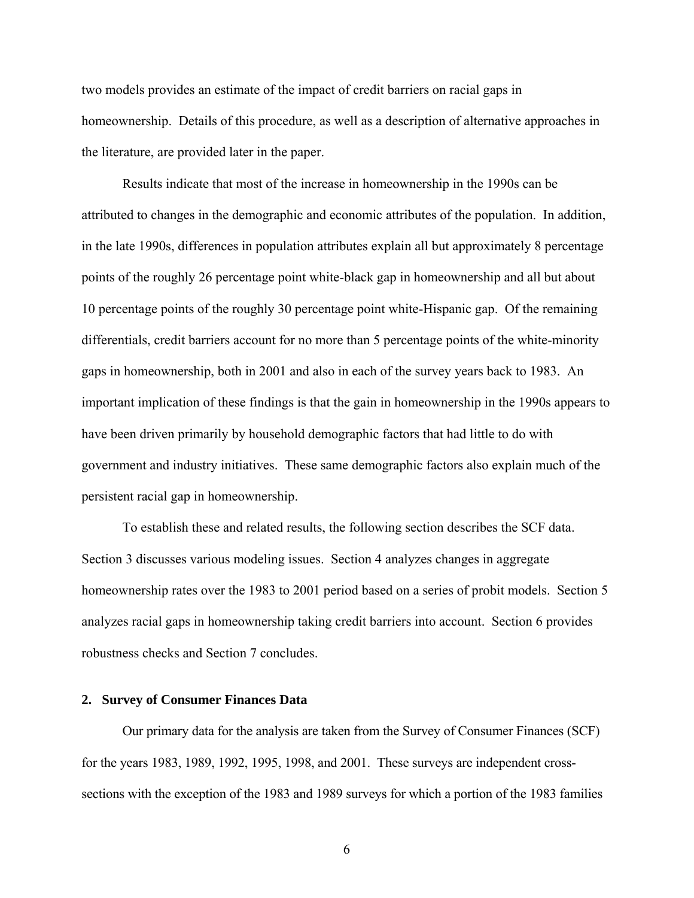two models provides an estimate of the impact of credit barriers on racial gaps in homeownership. Details of this procedure, as well as a description of alternative approaches in the literature, are provided later in the paper.

Results indicate that most of the increase in homeownership in the 1990s can be attributed to changes in the demographic and economic attributes of the population. In addition, in the late 1990s, differences in population attributes explain all but approximately 8 percentage points of the roughly 26 percentage point white-black gap in homeownership and all but about 10 percentage points of the roughly 30 percentage point white-Hispanic gap. Of the remaining differentials, credit barriers account for no more than 5 percentage points of the white-minority gaps in homeownership, both in 2001 and also in each of the survey years back to 1983. An important implication of these findings is that the gain in homeownership in the 1990s appears to have been driven primarily by household demographic factors that had little to do with government and industry initiatives. These same demographic factors also explain much of the persistent racial gap in homeownership.

To establish these and related results, the following section describes the SCF data. Section 3 discusses various modeling issues. Section 4 analyzes changes in aggregate homeownership rates over the 1983 to 2001 period based on a series of probit models. Section 5 analyzes racial gaps in homeownership taking credit barriers into account. Section 6 provides robustness checks and Section 7 concludes.

## 2. Survey of Consumer Finances Data

Our primary data for the analysis are taken from the Survey of Consumer Finances (SCF) for the years 1983, 1989, 1992, 1995, 1998, and 2001. These surveys are independent cross-sections with the exception of the 1983 and 1989 surveys for which a portion of the 1983 families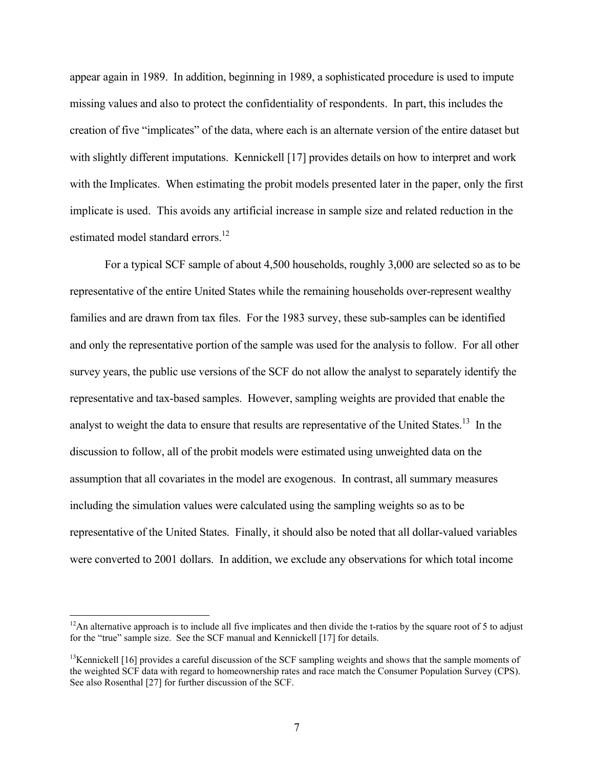appear again in 1989. In addition, beginning in 1989, a sophisticated procedure is used to impute missing values and also to protect the confidentiality of respondents. In part, this includes the creation of five "implicates" of the data, where each is an alternate version of the entire dataset but with slightly different imputations. Kennickell [17] provides details on how to interpret and work with the Implicates. When estimating the probit models presented later in the paper, only the first implicate is used. This avoids any artificial increase in sample size and related reduction in the estimated model standard errors.[12]

For a typical SCF sample of about 4,500 households, roughly 3,000 are selected so as to be representative of the entire United States while the remaining households over-represent wealthy families and are drawn from tax files. For the 1983 survey, these sub-samples can be identified and only the representative portion of the sample was used for the analysis to follow. For all other survey years, the public use versions of the SCF do not allow the analyst to separately identify the representative and tax-based samples. However, sampling weights are provided that enable the analyst to weight the data to ensure that results are representative of the United States.[13] In the discussion to follow, all of the probit models were estimated using unweighted data on the assumption that all covariates in the model are exogenous. In contrast, all summary measures including the simulation values were calculated using the sampling weights so as to be representative of the United States. Finally, it should also be noted that all dollar-valued variables were converted to 2001 dollars. In addition, we exclude any observations for which total income

---

[12]An alternative approach is to include all five implicates and then divide the t-ratios by the square root of 5 to adjust for the "true" sample size. See the SCF manual and Kennickell [17] for details.

[13]Kennickell [16] provides a careful discussion of the SCF sampling weights and shows that the sample moments of the weighted SCF data with regard to homeownership rates and race match the Consumer Population Survey (CPS). See also Rosenthal [27] for further discussion of the SCF.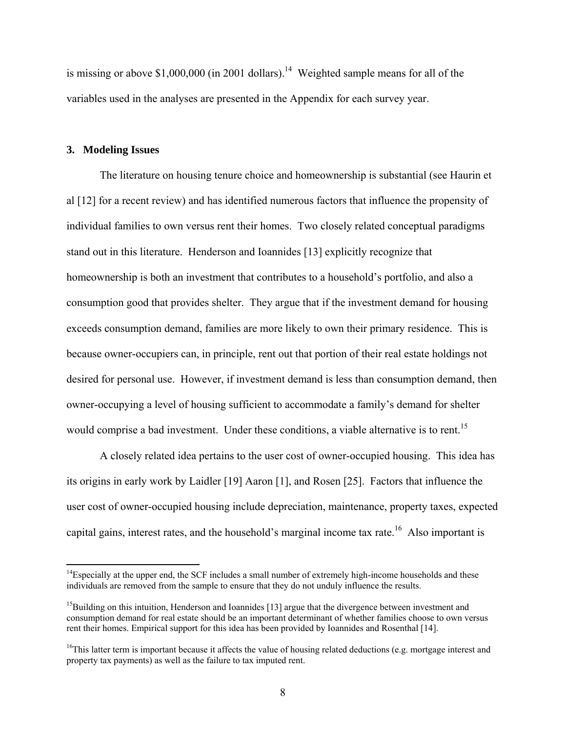is missing or above $1,000,000 (in 2001 dollars).[14] Weighted sample means for all of the variables used in the analyses are presented in the Appendix for each survey year.

### 3. Modeling Issues

The literature on housing tenure choice and homeownership is substantial (see Haurin et al [12] for a recent review) and has identified numerous factors that influence the propensity of individual families to own versus rent their homes. Two closely related conceptual paradigms stand out in this literature. Henderson and Ioannides [13] explicitly recognize that homeownership is both an investment that contributes to a household's portfolio, and also a consumption good that provides shelter. They argue that if the investment demand for housing exceeds consumption demand, families are more likely to own their primary residence. This is because owner-occupiers can, in principle, rent out that portion of their real estate holdings not desired for personal use. However, if investment demand is less than consumption demand, then owner-occupying a level of housing sufficient to accommodate a family's demand for shelter would comprise a bad investment. Under these conditions, a viable alternative is to rent.[15]

A closely related idea pertains to the user cost of owner-occupied housing. This idea has its origins in early work by Laidler [19] Aaron [1], and Rosen [25]. Factors that influence the user cost of owner-occupied housing include depreciation, maintenance, property taxes, expected capital gains, interest rates, and the household's marginal income tax rate.[16] Also important is

[14] Especially at the upper end, the SCF includes a small number of extremely high-income households and these individuals are removed from the sample to ensure that they do not unduly influence the results.

[15] Building on this intuition, Henderson and Ioannides [13] argue that the divergence between investment and consumption demand for real estate should be an important determinant of whether families choose to own versus rent their homes. Empirical support for this idea has been provided by Ioannides and Rosenthal [14].

[16] This latter term is important because it affects the value of housing related deductions (e.g. mortgage interest and property tax payments) as well as the failure to tax imputed rent.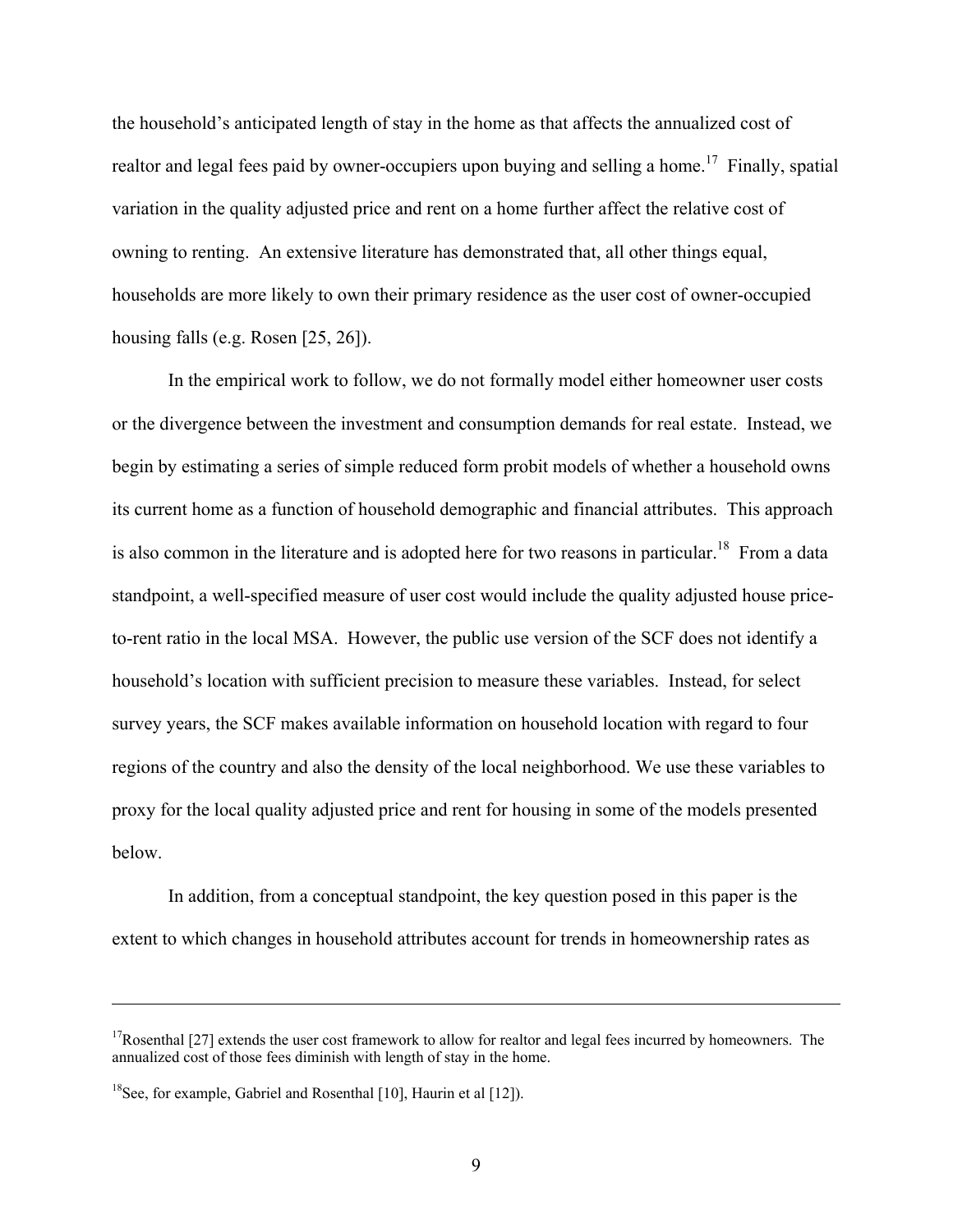the household's anticipated length of stay in the home as that affects the annualized cost of realtor and legal fees paid by owner-occupiers upon buying and selling a home.[17] Finally, spatial variation in the quality adjusted price and rent on a home further affect the relative cost of owning to renting. An extensive literature has demonstrated that, all other things equal, households are more likely to own their primary residence as the user cost of owner-occupied housing falls (e.g. Rosen [25, 26]).

In the empirical work to follow, we do not formally model either homeowner user costs or the divergence between the investment and consumption demands for real estate. Instead, we begin by estimating a series of simple reduced form probit models of whether a household owns its current home as a function of household demographic and financial attributes. This approach is also common in the literature and is adopted here for two reasons in particular.[18] From a data standpoint, a well-specified measure of user cost would include the quality adjusted house price-to-rent ratio in the local MSA. However, the public use version of the SCF does not identify a household's location with sufficient precision to measure these variables. Instead, for select survey years, the SCF makes available information on household location with regard to four regions of the country and also the density of the local neighborhood. We use these variables to proxy for the local quality adjusted price and rent for housing in some of the models presented below.

In addition, from a conceptual standpoint, the key question posed in this paper is the extent to which changes in household attributes account for trends in homeownership rates as

---

[17] Rosenthal [27] extends the user cost framework to allow for realtor and legal fees incurred by homeowners. The annualized cost of those fees diminish with length of stay in the home.

[18] See, for example, Gabriel and Rosenthal [10], Haurin et al [12]).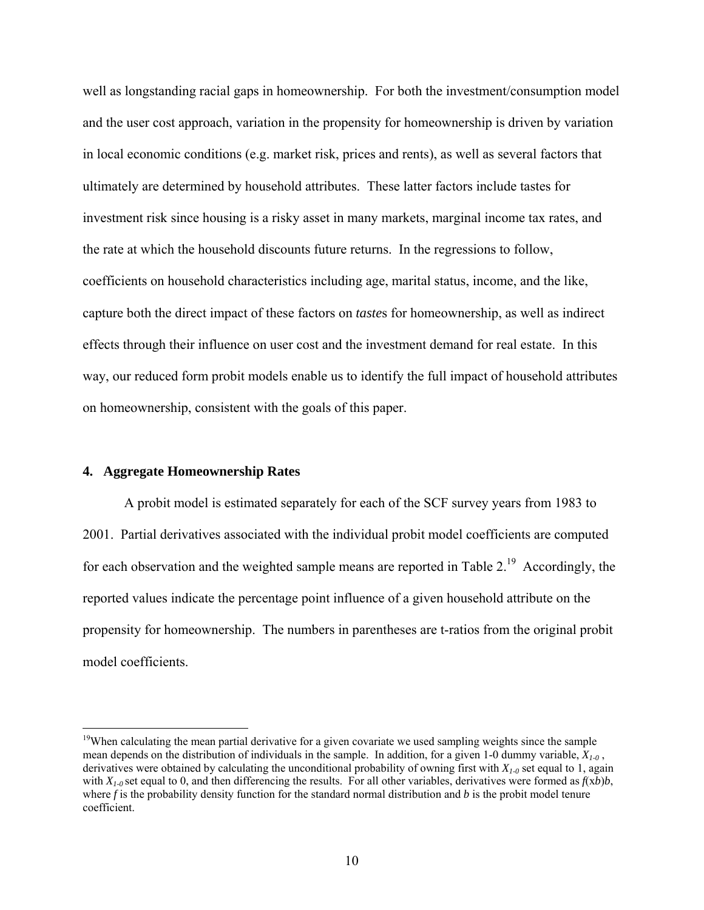well as longstanding racial gaps in homeownership. For both the investment/consumption model and the user cost approach, variation in the propensity for homeownership is driven by variation in local economic conditions (e.g. market risk, prices and rents), as well as several factors that ultimately are determined by household attributes. These latter factors include tastes for investment risk since housing is a risky asset in many markets, marginal income tax rates, and the rate at which the household discounts future returns. In the regressions to follow, coefficients on household characteristics including age, marital status, income, and the like, capture both the direct impact of these factors on *taste*s for homeownership, as well as indirect effects through their influence on user cost and the investment demand for real estate. In this way, our reduced form probit models enable us to identify the full impact of household attributes on homeownership, consistent with the goals of this paper.

## 4. Aggregate Homeownership Rates

A probit model is estimated separately for each of the SCF survey years from 1983 to 2001. Partial derivatives associated with the individual probit model coefficients are computed for each observation and the weighted sample means are reported in Table 2.[19] Accordingly, the reported values indicate the percentage point influence of a given household attribute on the propensity for homeownership. The numbers in parentheses are t-ratios from the original probit model coefficients.

---

[19]When calculating the mean partial derivative for a given covariate we used sampling weights since the sample mean depends on the distribution of individuals in the sample. In addition, for a given 1-0 dummy variable, $X_{1\text{-}0}$, derivatives were obtained by calculating the unconditional probability of owning first with $X_{1\text{-}0}$ set equal to 1, again with $X_{1\text{-}0}$ set equal to 0, and then differencing the results. For all other variables, derivatives were formed as $f(\mathrm{x}b)b$, where $f$ is the probability density function for the standard normal distribution and $b$ is the probit model tenure coefficient.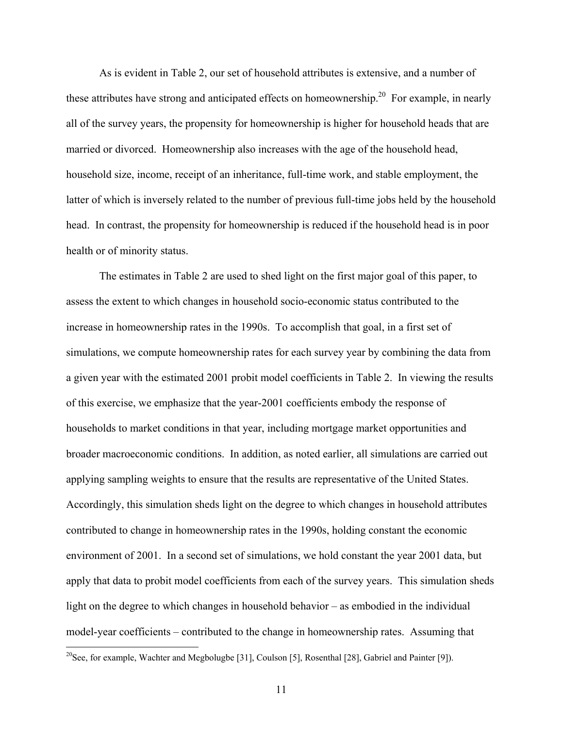As is evident in Table 2, our set of household attributes is extensive, and a number of these attributes have strong and anticipated effects on homeownership.[20] For example, in nearly all of the survey years, the propensity for homeownership is higher for household heads that are married or divorced. Homeownership also increases with the age of the household head, household size, income, receipt of an inheritance, full-time work, and stable employment, the latter of which is inversely related to the number of previous full-time jobs held by the household head. In contrast, the propensity for homeownership is reduced if the household head is in poor health or of minority status.

The estimates in Table 2 are used to shed light on the first major goal of this paper, to assess the extent to which changes in household socio-economic status contributed to the increase in homeownership rates in the 1990s. To accomplish that goal, in a first set of simulations, we compute homeownership rates for each survey year by combining the data from a given year with the estimated 2001 probit model coefficients in Table 2. In viewing the results of this exercise, we emphasize that the year-2001 coefficients embody the response of households to market conditions in that year, including mortgage market opportunities and broader macroeconomic conditions. In addition, as noted earlier, all simulations are carried out applying sampling weights to ensure that the results are representative of the United States. Accordingly, this simulation sheds light on the degree to which changes in household attributes contributed to change in homeownership rates in the 1990s, holding constant the economic environment of 2001. In a second set of simulations, we hold constant the year 2001 data, but apply that data to probit model coefficients from each of the survey years. This simulation sheds light on the degree to which changes in household behavior – as embodied in the individual model-year coefficients – contributed to the change in homeownership rates. Assuming that

[20] See, for example, Wachter and Megbolugbe [31], Coulson [5], Rosenthal [28], Gabriel and Painter [9]).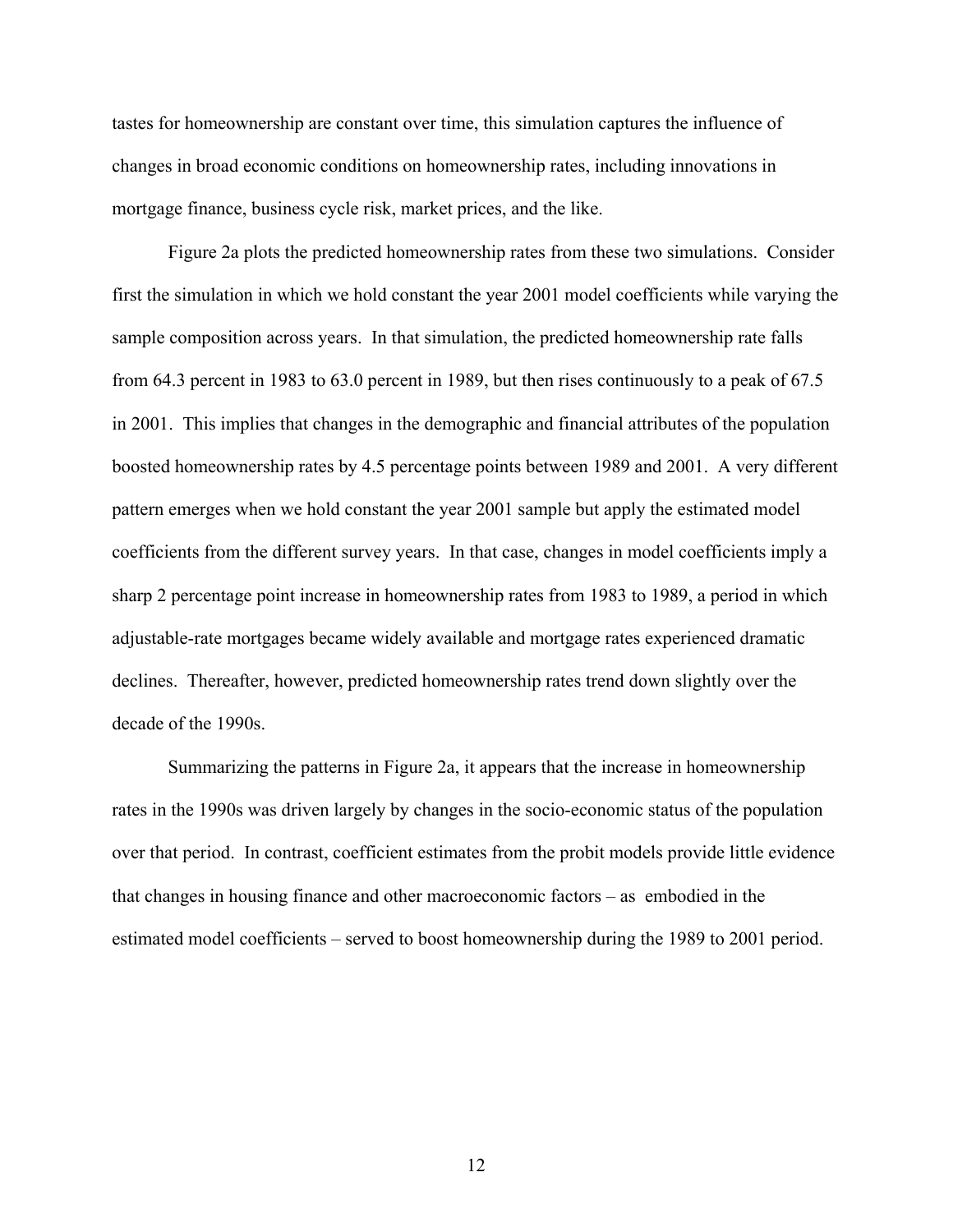tastes for homeownership are constant over time, this simulation captures the influence of changes in broad economic conditions on homeownership rates, including innovations in mortgage finance, business cycle risk, market prices, and the like.

Figure 2a plots the predicted homeownership rates from these two simulations. Consider first the simulation in which we hold constant the year 2001 model coefficients while varying the sample composition across years. In that simulation, the predicted homeownership rate falls from 64.3 percent in 1983 to 63.0 percent in 1989, but then rises continuously to a peak of 67.5 in 2001. This implies that changes in the demographic and financial attributes of the population boosted homeownership rates by 4.5 percentage points between 1989 and 2001. A very different pattern emerges when we hold constant the year 2001 sample but apply the estimated model coefficients from the different survey years. In that case, changes in model coefficients imply a sharp 2 percentage point increase in homeownership rates from 1983 to 1989, a period in which adjustable-rate mortgages became widely available and mortgage rates experienced dramatic declines. Thereafter, however, predicted homeownership rates trend down slightly over the decade of the 1990s.

Summarizing the patterns in Figure 2a, it appears that the increase in homeownership rates in the 1990s was driven largely by changes in the socio-economic status of the population over that period. In contrast, coefficient estimates from the probit models provide little evidence that changes in housing finance and other macroeconomic factors – as embodied in the estimated model coefficients – served to boost homeownership during the 1989 to 2001 period.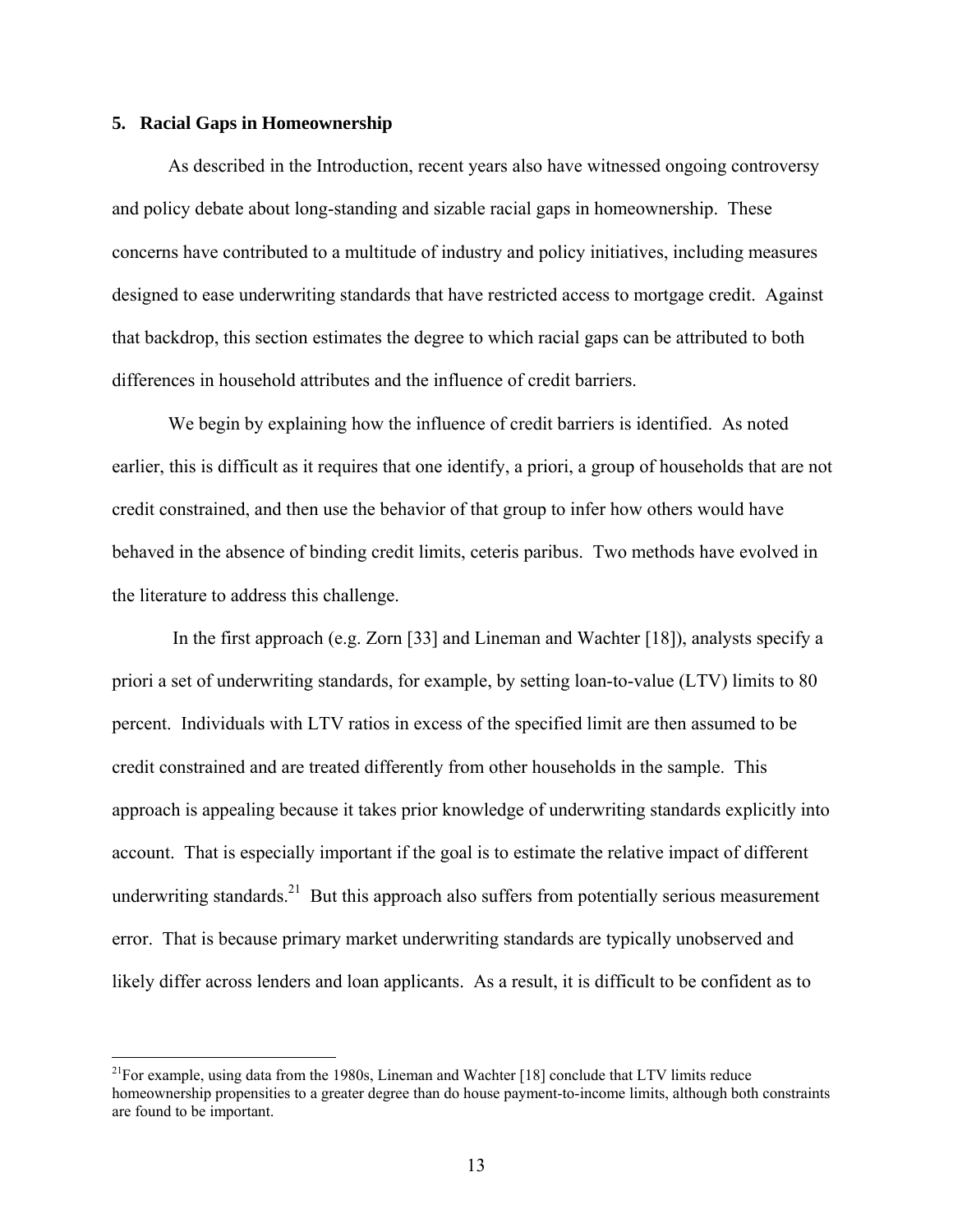## 5. Racial Gaps in Homeownership

As described in the Introduction, recent years also have witnessed ongoing controversy and policy debate about long-standing and sizable racial gaps in homeownership. These concerns have contributed to a multitude of industry and policy initiatives, including measures designed to ease underwriting standards that have restricted access to mortgage credit. Against that backdrop, this section estimates the degree to which racial gaps can be attributed to both differences in household attributes and the influence of credit barriers.

We begin by explaining how the influence of credit barriers is identified. As noted earlier, this is difficult as it requires that one identify, a priori, a group of households that are not credit constrained, and then use the behavior of that group to infer how others would have behaved in the absence of binding credit limits, ceteris paribus. Two methods have evolved in the literature to address this challenge.

In the first approach (e.g. Zorn [33] and Lineman and Wachter [18]), analysts specify a priori a set of underwriting standards, for example, by setting loan-to-value (LTV) limits to 80 percent. Individuals with LTV ratios in excess of the specified limit are then assumed to be credit constrained and are treated differently from other households in the sample. This approach is appealing because it takes prior knowledge of underwriting standards explicitly into account. That is especially important if the goal is to estimate the relative impact of different underwriting standards.[21] But this approach also suffers from potentially serious measurement error. That is because primary market underwriting standards are typically unobserved and likely differ across lenders and loan applicants. As a result, it is difficult to be confident as to

---

[21]For example, using data from the 1980s, Lineman and Wachter [18] conclude that LTV limits reduce homeownership propensities to a greater degree than do house payment-to-income limits, although both constraints are found to be important.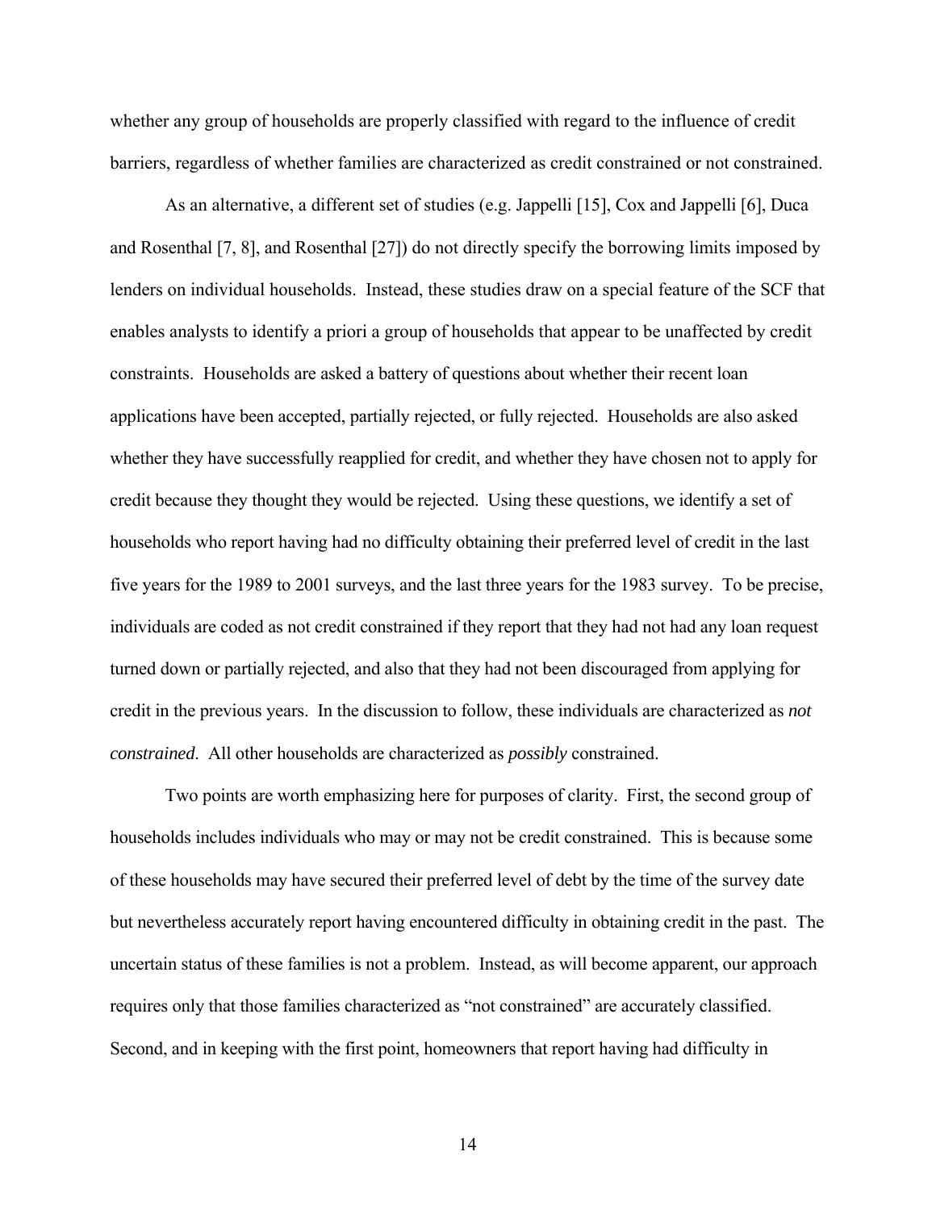whether any group of households are properly classified with regard to the influence of credit barriers, regardless of whether families are characterized as credit constrained or not constrained.

As an alternative, a different set of studies (e.g. Jappelli [15], Cox and Jappelli [6], Duca and Rosenthal [7, 8], and Rosenthal [27]) do not directly specify the borrowing limits imposed by lenders on individual households. Instead, these studies draw on a special feature of the SCF that enables analysts to identify a priori a group of households that appear to be unaffected by credit constraints. Households are asked a battery of questions about whether their recent loan applications have been accepted, partially rejected, or fully rejected. Households are also asked whether they have successfully reapplied for credit, and whether they have chosen not to apply for credit because they thought they would be rejected. Using these questions, we identify a set of households who report having had no difficulty obtaining their preferred level of credit in the last five years for the 1989 to 2001 surveys, and the last three years for the 1983 survey. To be precise, individuals are coded as not credit constrained if they report that they had not had any loan request turned down or partially rejected, and also that they had not been discouraged from applying for credit in the previous years. In the discussion to follow, these individuals are characterized as *not constrained*. All other households are characterized as *possibly* constrained.

Two points are worth emphasizing here for purposes of clarity. First, the second group of households includes individuals who may or may not be credit constrained. This is because some of these households may have secured their preferred level of debt by the time of the survey date but nevertheless accurately report having encountered difficulty in obtaining credit in the past. The uncertain status of these families is not a problem. Instead, as will become apparent, our approach requires only that those families characterized as "not constrained" are accurately classified. Second, and in keeping with the first point, homeowners that report having had difficulty in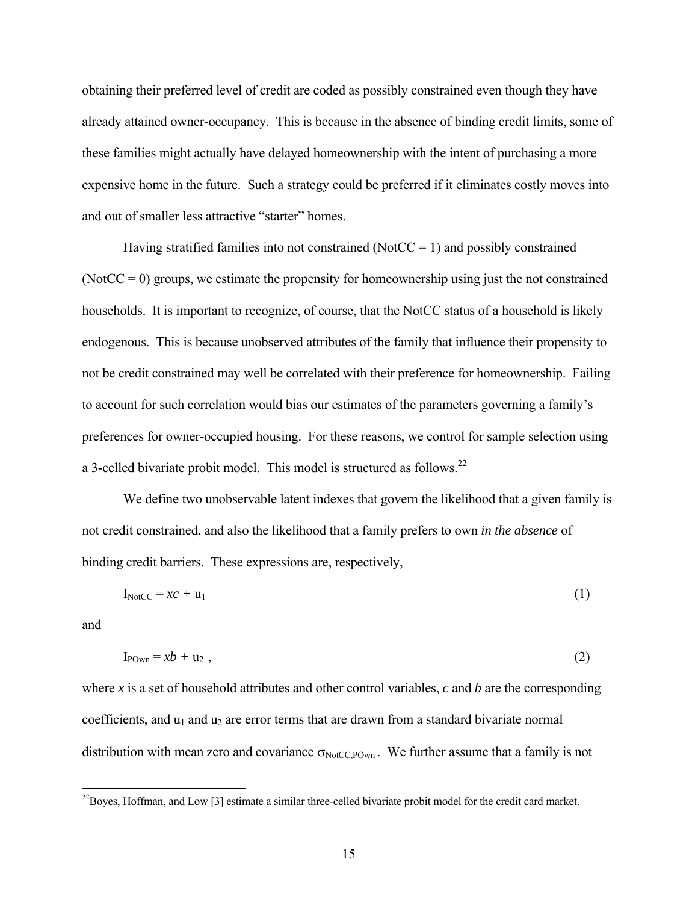obtaining their preferred level of credit are coded as possibly constrained even though they have already attained owner-occupancy. This is because in the absence of binding credit limits, some of these families might actually have delayed homeownership with the intent of purchasing a more expensive home in the future. Such a strategy could be preferred if it eliminates costly moves into and out of smaller less attractive "starter" homes.

Having stratified families into not constrained (NotCC = 1) and possibly constrained (NotCC = 0) groups, we estimate the propensity for homeownership using just the not constrained households. It is important to recognize, of course, that the NotCC status of a household is likely endogenous. This is because unobserved attributes of the family that influence their propensity to not be credit constrained may well be correlated with their preference for homeownership. Failing to account for such correlation would bias our estimates of the parameters governing a family's preferences for owner-occupied housing. For these reasons, we control for sample selection using a 3-celled bivariate probit model. This model is structured as follows.[22]

We define two unobservable latent indexes that govern the likelihood that a given family is not credit constrained, and also the likelihood that a family prefers to own *in the absence* of binding credit barriers. These expressions are, respectively,

$$I_{NotCC} = xc + u_1 \quad (1)$$

and

$$I_{POwn} = xb + u_2 \, , \quad (2)$$

where $x$ is a set of household attributes and other control variables, $c$ and $b$ are the corresponding coefficients, and $u_1$ and $u_2$ are error terms that are drawn from a standard bivariate normal distribution with mean zero and covariance $\sigma_{NotCC,POwn}$. We further assume that a family is not

[22] Boyes, Hoffman, and Low [3] estimate a similar three-celled bivariate probit model for the credit card market.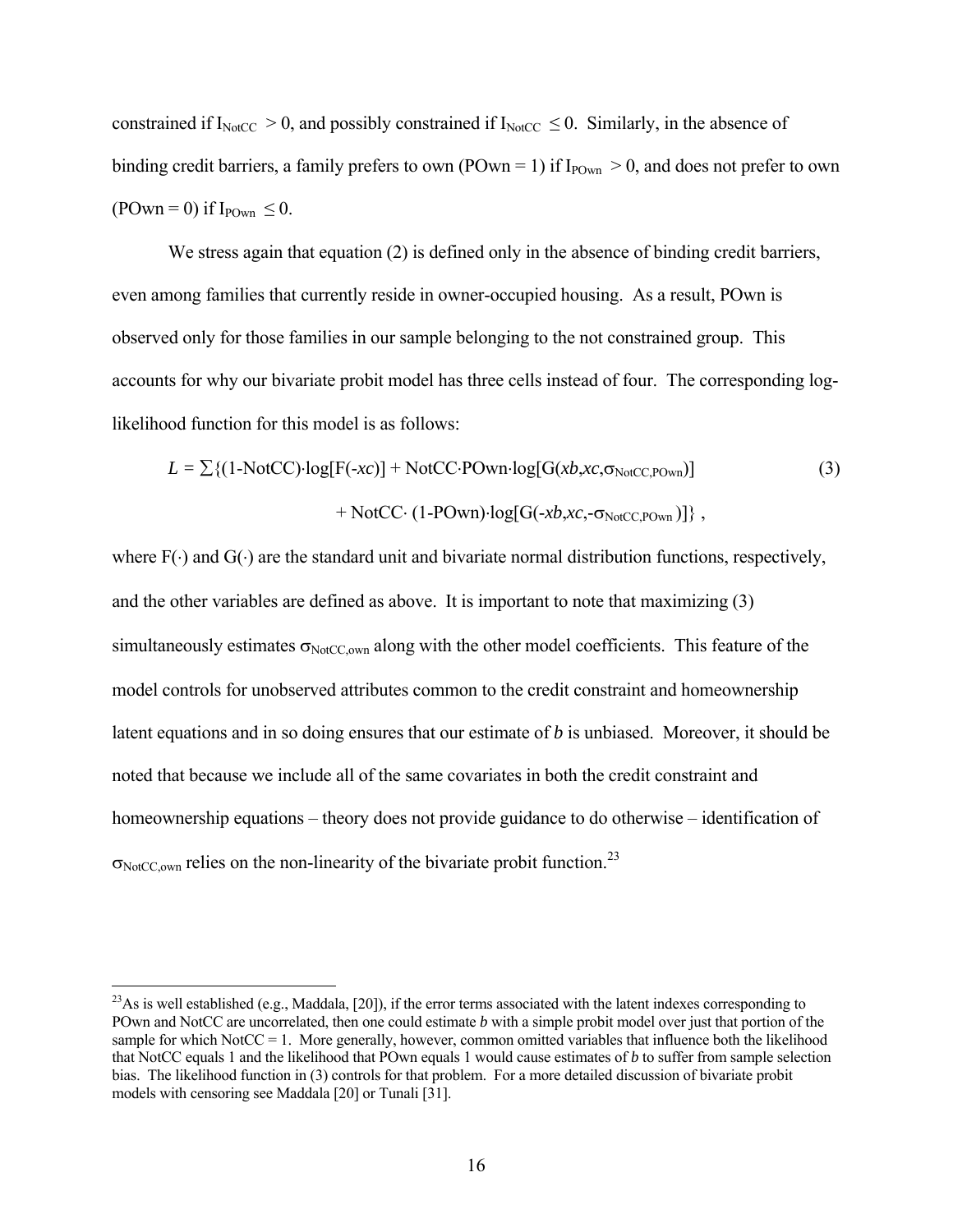constrained if $I_{NotCC} > 0$, and possibly constrained if $I_{NotCC} \leq 0$. Similarly, in the absence of binding credit barriers, a family prefers to own (POwn = 1) if $I_{POwn} > 0$, and does not prefer to own (POwn = 0) if $I_{POwn} \leq 0$.

We stress again that equation (2) is defined only in the absence of binding credit barriers, even among families that currently reside in owner-occupied housing. As a result, POwn is observed only for those families in our sample belonging to the not constrained group. This accounts for why our bivariate probit model has three cells instead of four. The corresponding log-likelihood function for this model is as follows:

$$L = \sum\{(1\text{-NotCC})\cdot\log[F(-xc)] + \text{NotCC}\cdot\text{POwn}\cdot\log[G(xb,xc,\sigma_{\text{NotCC,POwn}})] + \text{NotCC}\cdot(1\text{-POwn})\cdot\log[G(-xb,xc,-\sigma_{\text{NotCC,POwn}})]\}, \quad (3)$$

where $F(\cdot)$ and $G(\cdot)$ are the standard unit and bivariate normal distribution functions, respectively, and the other variables are defined as above. It is important to note that maximizing (3) simultaneously estimates $\sigma_{\text{NotCC,own}}$ along with the other model coefficients. This feature of the model controls for unobserved attributes common to the credit constraint and homeownership latent equations and in so doing ensures that our estimate of *b* is unbiased. Moreover, it should be noted that because we include all of the same covariates in both the credit constraint and homeownership equations – theory does not provide guidance to do otherwise – identification of $\sigma_{\text{NotCC,own}}$ relies on the non-linearity of the bivariate probit function.[23]

---

[23] As is well established (e.g., Maddala, [20]), if the error terms associated with the latent indexes corresponding to POwn and NotCC are uncorrelated, then one could estimate *b* with a simple probit model over just that portion of the sample for which NotCC = 1. More generally, however, common omitted variables that influence both the likelihood that NotCC equals 1 and the likelihood that POwn equals 1 would cause estimates of *b* to suffer from sample selection bias. The likelihood function in (3) controls for that problem. For a more detailed discussion of bivariate probit models with censoring see Maddala [20] or Tunali [31].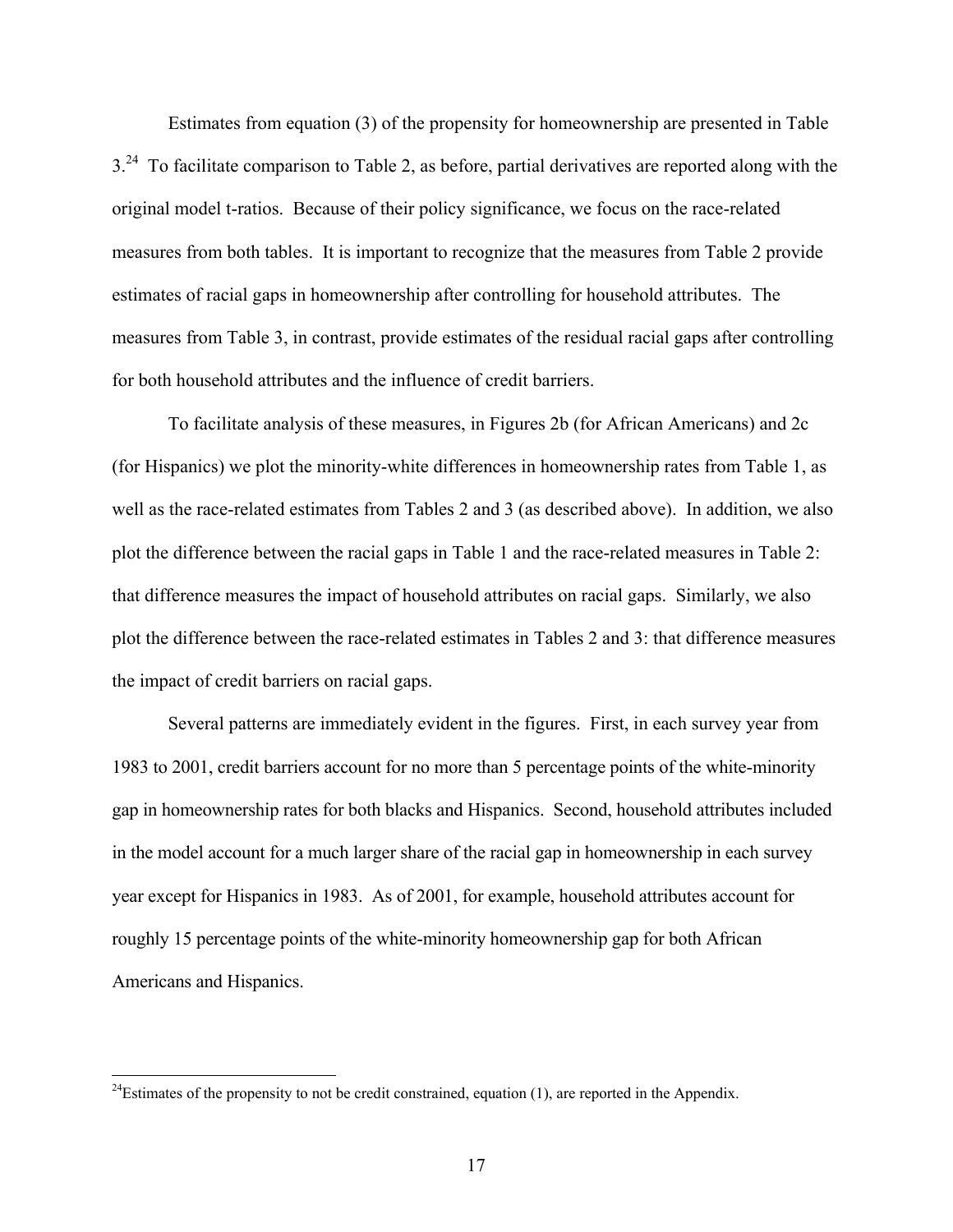Estimates from equation (3) of the propensity for homeownership are presented in Table 3.[24] To facilitate comparison to Table 2, as before, partial derivatives are reported along with the original model t-ratios. Because of their policy significance, we focus on the race-related measures from both tables. It is important to recognize that the measures from Table 2 provide estimates of racial gaps in homeownership after controlling for household attributes. The measures from Table 3, in contrast, provide estimates of the residual racial gaps after controlling for both household attributes and the influence of credit barriers.

To facilitate analysis of these measures, in Figures 2b (for African Americans) and 2c (for Hispanics) we plot the minority-white differences in homeownership rates from Table 1, as well as the race-related estimates from Tables 2 and 3 (as described above). In addition, we also plot the difference between the racial gaps in Table 1 and the race-related measures in Table 2: that difference measures the impact of household attributes on racial gaps. Similarly, we also plot the difference between the race-related estimates in Tables 2 and 3: that difference measures the impact of credit barriers on racial gaps.

Several patterns are immediately evident in the figures. First, in each survey year from 1983 to 2001, credit barriers account for no more than 5 percentage points of the white-minority gap in homeownership rates for both blacks and Hispanics. Second, household attributes included in the model account for a much larger share of the racial gap in homeownership in each survey year except for Hispanics in 1983. As of 2001, for example, household attributes account for roughly 15 percentage points of the white-minority homeownership gap for both African Americans and Hispanics.

[24] Estimates of the propensity to not be credit constrained, equation (1), are reported in the Appendix.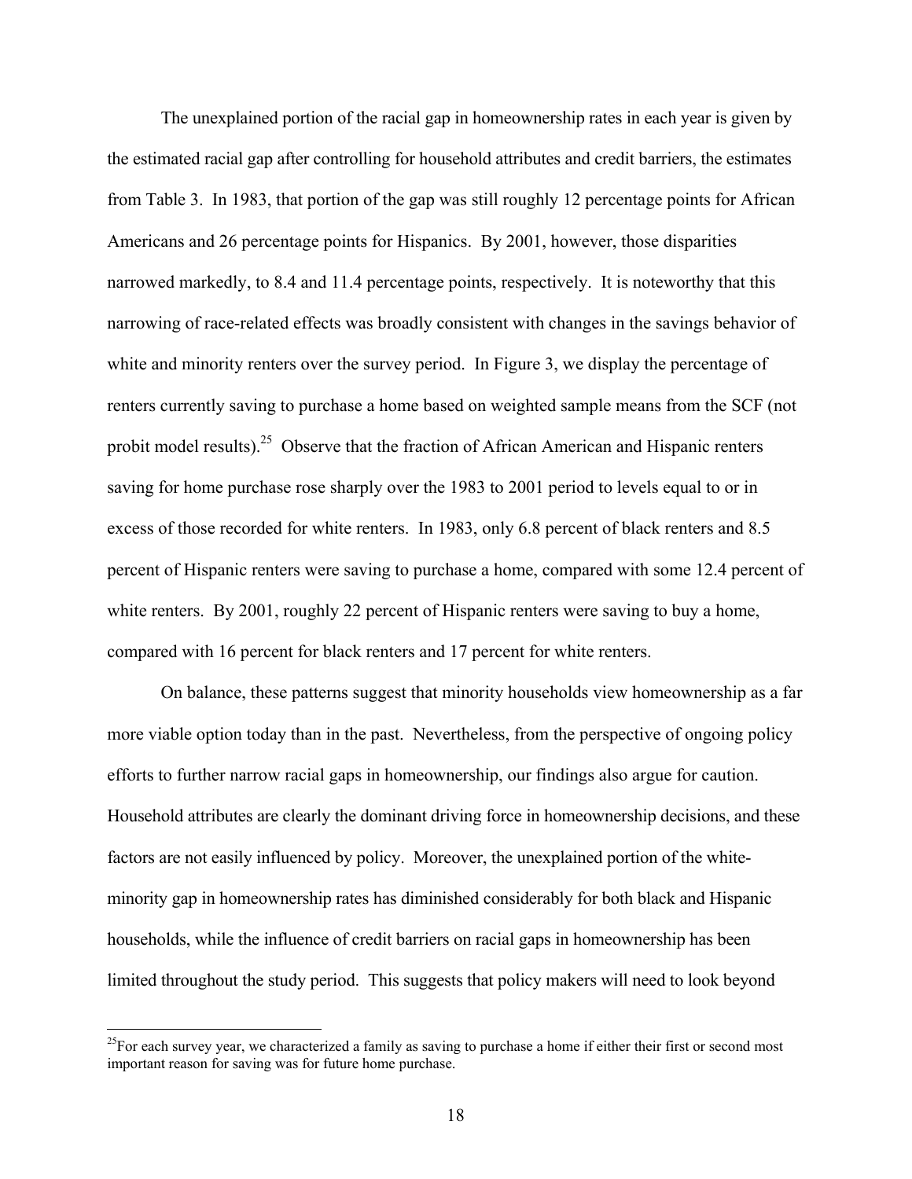The unexplained portion of the racial gap in homeownership rates in each year is given by the estimated racial gap after controlling for household attributes and credit barriers, the estimates from Table 3. In 1983, that portion of the gap was still roughly 12 percentage points for African Americans and 26 percentage points for Hispanics. By 2001, however, those disparities narrowed markedly, to 8.4 and 11.4 percentage points, respectively. It is noteworthy that this narrowing of race-related effects was broadly consistent with changes in the savings behavior of white and minority renters over the survey period. In Figure 3, we display the percentage of renters currently saving to purchase a home based on weighted sample means from the SCF (not probit model results).[25] Observe that the fraction of African American and Hispanic renters saving for home purchase rose sharply over the 1983 to 2001 period to levels equal to or in excess of those recorded for white renters. In 1983, only 6.8 percent of black renters and 8.5 percent of Hispanic renters were saving to purchase a home, compared with some 12.4 percent of white renters. By 2001, roughly 22 percent of Hispanic renters were saving to buy a home, compared with 16 percent for black renters and 17 percent for white renters.

On balance, these patterns suggest that minority households view homeownership as a far more viable option today than in the past. Nevertheless, from the perspective of ongoing policy efforts to further narrow racial gaps in homeownership, our findings also argue for caution. Household attributes are clearly the dominant driving force in homeownership decisions, and these factors are not easily influenced by policy. Moreover, the unexplained portion of the white-minority gap in homeownership rates has diminished considerably for both black and Hispanic households, while the influence of credit barriers on racial gaps in homeownership has been limited throughout the study period. This suggests that policy makers will need to look beyond

[25] For each survey year, we characterized a family as saving to purchase a home if either their first or second most important reason for saving was for future home purchase.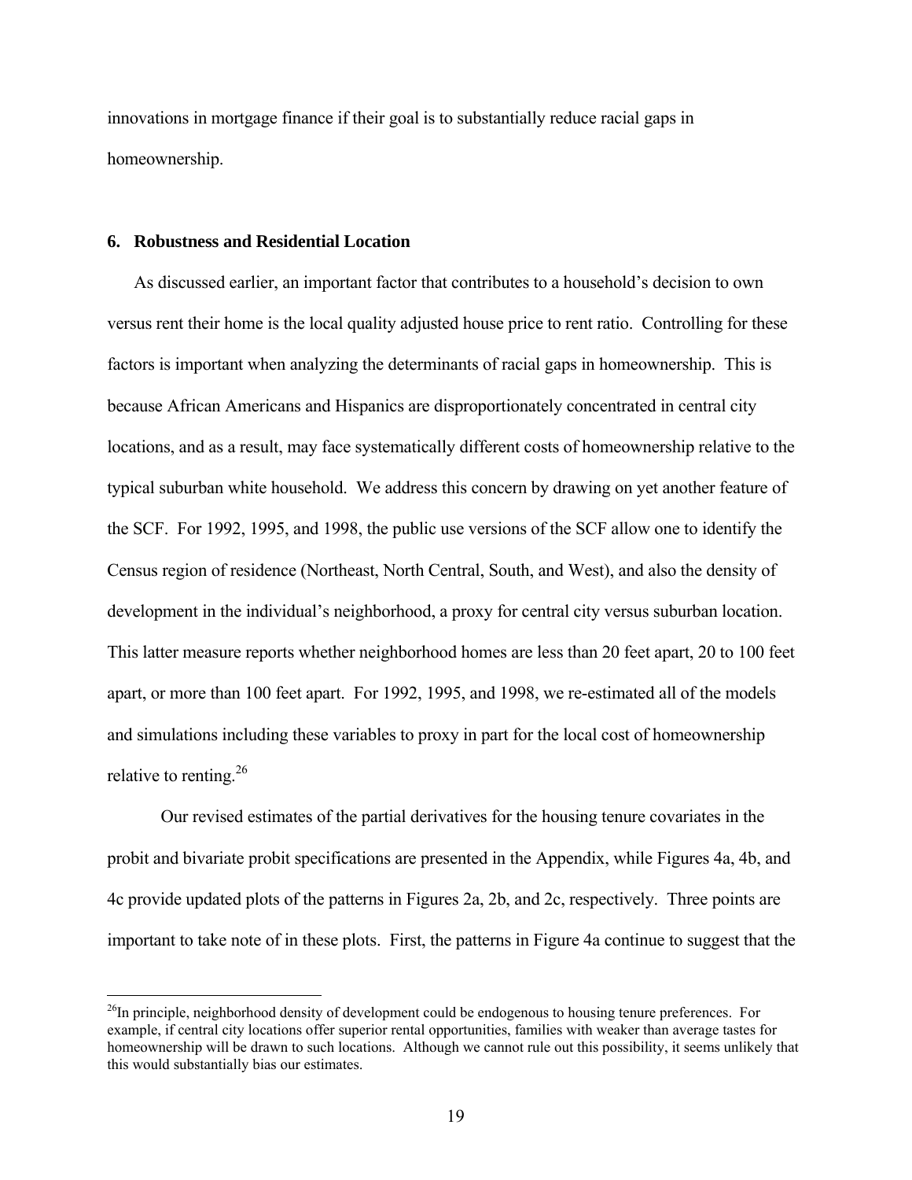innovations in mortgage finance if their goal is to substantially reduce racial gaps in homeownership.

## 6. Robustness and Residential Location

As discussed earlier, an important factor that contributes to a household's decision to own versus rent their home is the local quality adjusted house price to rent ratio. Controlling for these factors is important when analyzing the determinants of racial gaps in homeownership. This is because African Americans and Hispanics are disproportionately concentrated in central city locations, and as a result, may face systematically different costs of homeownership relative to the typical suburban white household. We address this concern by drawing on yet another feature of the SCF. For 1992, 1995, and 1998, the public use versions of the SCF allow one to identify the Census region of residence (Northeast, North Central, South, and West), and also the density of development in the individual's neighborhood, a proxy for central city versus suburban location. This latter measure reports whether neighborhood homes are less than 20 feet apart, 20 to 100 feet apart, or more than 100 feet apart. For 1992, 1995, and 1998, we re-estimated all of the models and simulations including these variables to proxy in part for the local cost of homeownership relative to renting.[26]

Our revised estimates of the partial derivatives for the housing tenure covariates in the probit and bivariate probit specifications are presented in the Appendix, while Figures 4a, 4b, and 4c provide updated plots of the patterns in Figures 2a, 2b, and 2c, respectively. Three points are important to take note of in these plots. First, the patterns in Figure 4a continue to suggest that the

[26]In principle, neighborhood density of development could be endogenous to housing tenure preferences. For example, if central city locations offer superior rental opportunities, families with weaker than average tastes for homeownership will be drawn to such locations. Although we cannot rule out this possibility, it seems unlikely that this would substantially bias our estimates.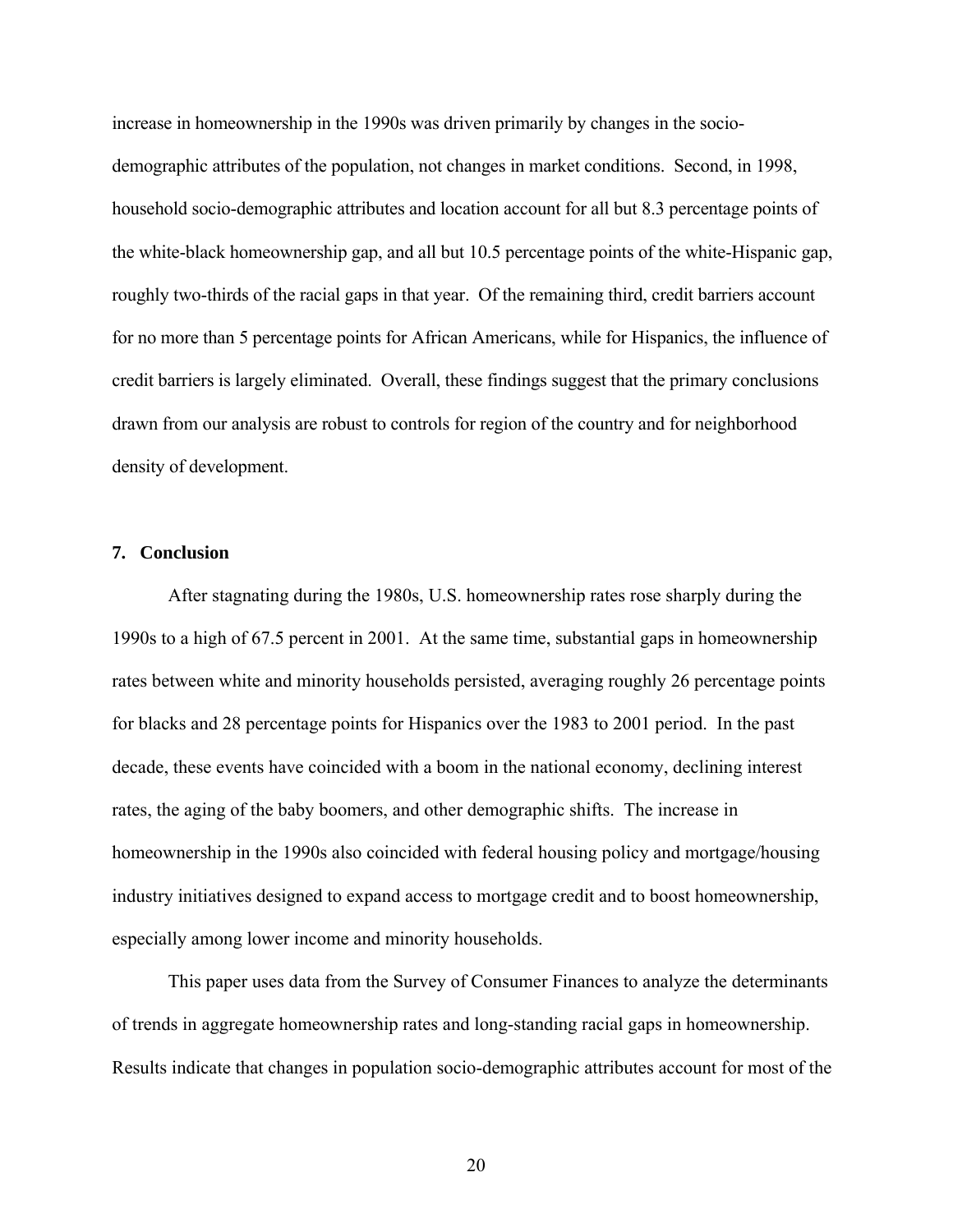increase in homeownership in the 1990s was driven primarily by changes in the socio-demographic attributes of the population, not changes in market conditions. Second, in 1998, household socio-demographic attributes and location account for all but 8.3 percentage points of the white-black homeownership gap, and all but 10.5 percentage points of the white-Hispanic gap, roughly two-thirds of the racial gaps in that year. Of the remaining third, credit barriers account for no more than 5 percentage points for African Americans, while for Hispanics, the influence of credit barriers is largely eliminated. Overall, these findings suggest that the primary conclusions drawn from our analysis are robust to controls for region of the country and for neighborhood density of development.

## 7. Conclusion

After stagnating during the 1980s, U.S. homeownership rates rose sharply during the 1990s to a high of 67.5 percent in 2001. At the same time, substantial gaps in homeownership rates between white and minority households persisted, averaging roughly 26 percentage points for blacks and 28 percentage points for Hispanics over the 1983 to 2001 period. In the past decade, these events have coincided with a boom in the national economy, declining interest rates, the aging of the baby boomers, and other demographic shifts. The increase in homeownership in the 1990s also coincided with federal housing policy and mortgage/housing industry initiatives designed to expand access to mortgage credit and to boost homeownership, especially among lower income and minority households.

This paper uses data from the Survey of Consumer Finances to analyze the determinants of trends in aggregate homeownership rates and long-standing racial gaps in homeownership. Results indicate that changes in population socio-demographic attributes account for most of the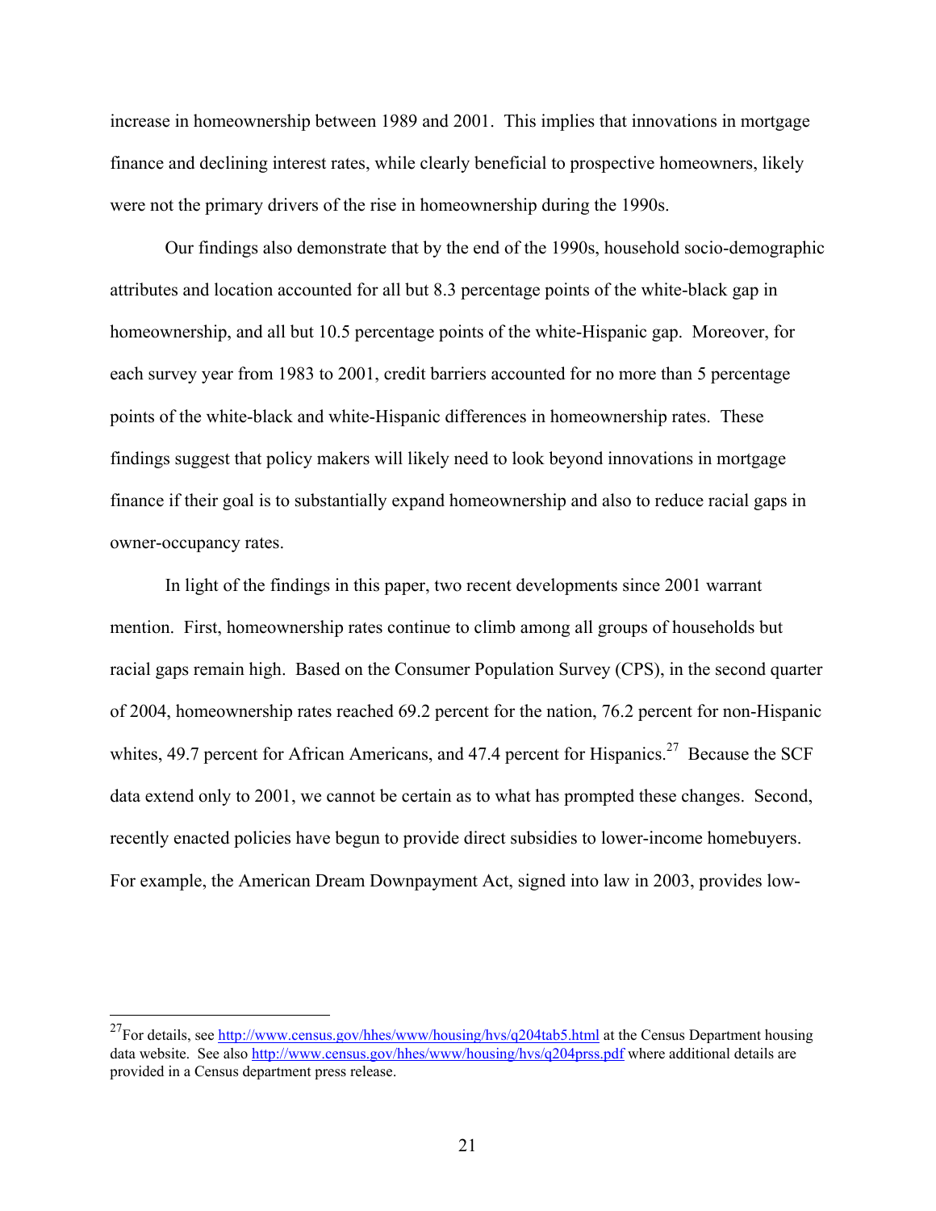increase in homeownership between 1989 and 2001. This implies that innovations in mortgage finance and declining interest rates, while clearly beneficial to prospective homeowners, likely were not the primary drivers of the rise in homeownership during the 1990s.

Our findings also demonstrate that by the end of the 1990s, household socio-demographic attributes and location accounted for all but 8.3 percentage points of the white-black gap in homeownership, and all but 10.5 percentage points of the white-Hispanic gap. Moreover, for each survey year from 1983 to 2001, credit barriers accounted for no more than 5 percentage points of the white-black and white-Hispanic differences in homeownership rates. These findings suggest that policy makers will likely need to look beyond innovations in mortgage finance if their goal is to substantially expand homeownership and also to reduce racial gaps in owner-occupancy rates.

In light of the findings in this paper, two recent developments since 2001 warrant mention. First, homeownership rates continue to climb among all groups of households but racial gaps remain high. Based on the Consumer Population Survey (CPS), in the second quarter of 2004, homeownership rates reached 69.2 percent for the nation, 76.2 percent for non-Hispanic whites, 49.7 percent for African Americans, and 47.4 percent for Hispanics.[27] Because the SCF data extend only to 2001, we cannot be certain as to what has prompted these changes. Second, recently enacted policies have begun to provide direct subsidies to lower-income homebuyers. For example, the American Dream Downpayment Act, signed into law in 2003, provides low-

[27]For details, see http://www.census.gov/hhes/www/housing/hvs/q204tab5.html at the Census Department housing data website. See also http://www.census.gov/hhes/www/housing/hvs/q204prss.pdf where additional details are provided in a Census department press release.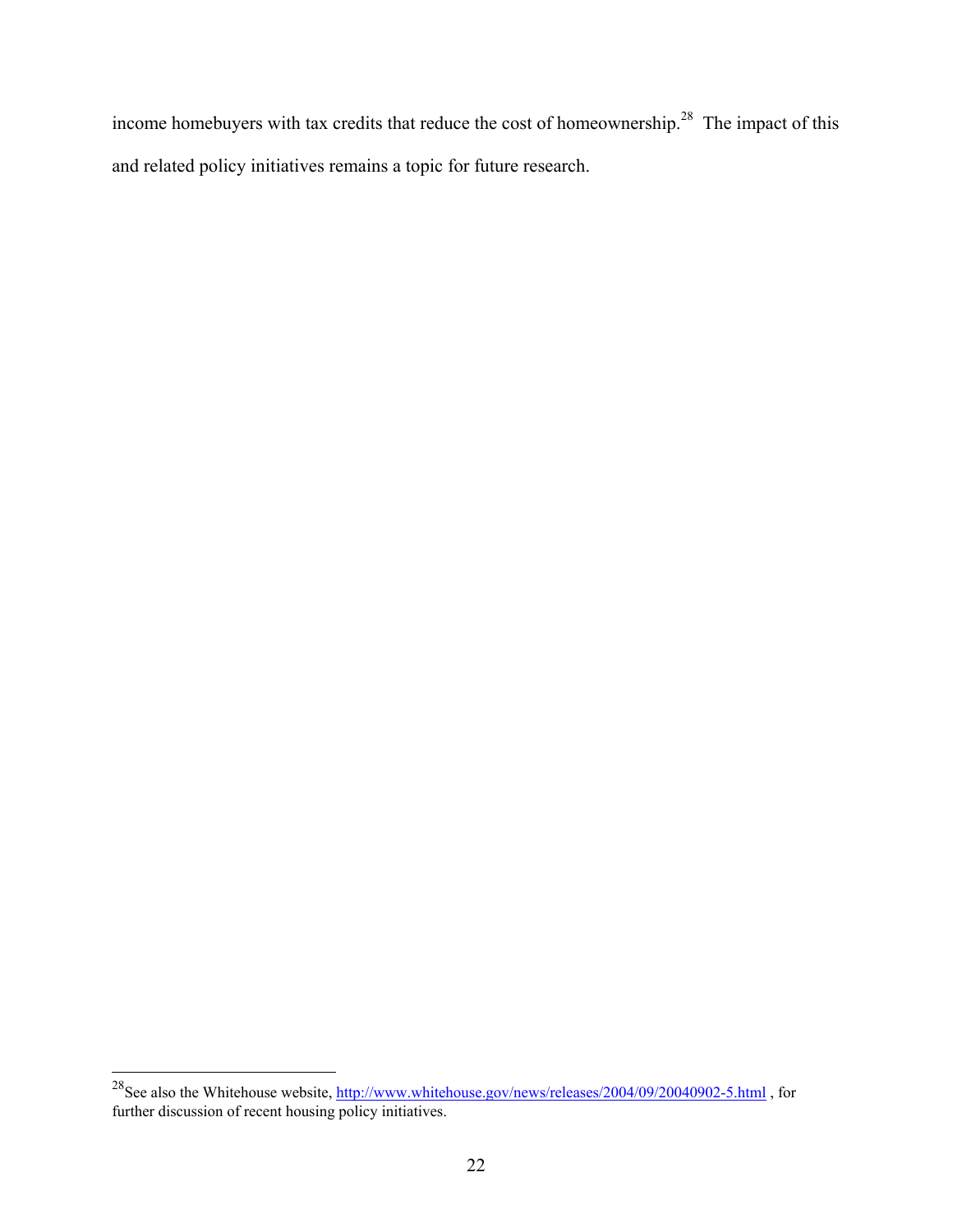income homebuyers with tax credits that reduce the cost of homeownership.[28] The impact of this and related policy initiatives remains a topic for future research.

---

[28]See also the Whitehouse website, http://www.whitehouse.gov/news/releases/2004/09/20040902-5.html , for further discussion of recent housing policy initiatives.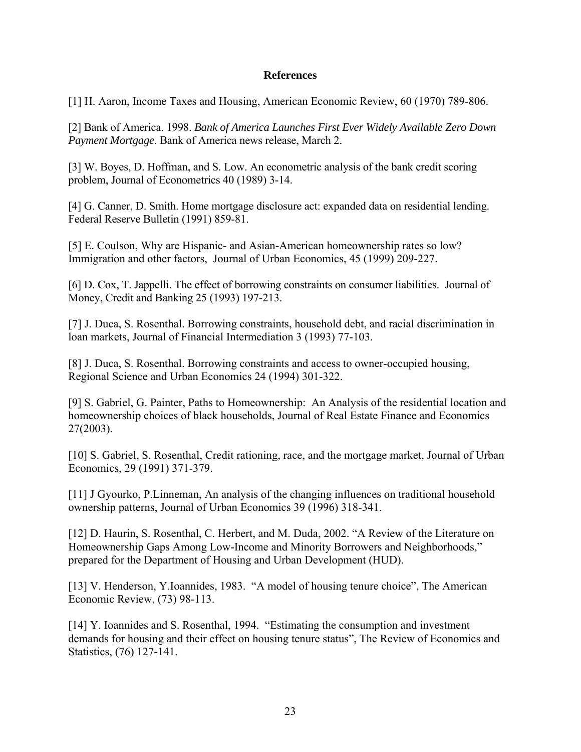## References

[1] H. Aaron, Income Taxes and Housing, American Economic Review, 60 (1970) 789-806.

[2] Bank of America. 1998. *Bank of America Launches First Ever Widely Available Zero Down Payment Mortgage*. Bank of America news release, March 2.

[3] W. Boyes, D. Hoffman, and S. Low. An econometric analysis of the bank credit scoring problem, Journal of Econometrics 40 (1989) 3-14.

[4] G. Canner, D. Smith. Home mortgage disclosure act: expanded data on residential lending. Federal Reserve Bulletin (1991) 859-81.

[5] E. Coulson, Why are Hispanic- and Asian-American homeownership rates so low? Immigration and other factors, Journal of Urban Economics, 45 (1999) 209-227.

[6] D. Cox, T. Jappelli. The effect of borrowing constraints on consumer liabilities. Journal of Money, Credit and Banking 25 (1993) 197-213.

[7] J. Duca, S. Rosenthal. Borrowing constraints, household debt, and racial discrimination in loan markets, Journal of Financial Intermediation 3 (1993) 77-103.

[8] J. Duca, S. Rosenthal. Borrowing constraints and access to owner-occupied housing, Regional Science and Urban Economics 24 (1994) 301-322.

[9] S. Gabriel, G. Painter, Paths to Homeownership: An Analysis of the residential location and homeownership choices of black households, Journal of Real Estate Finance and Economics 27(2003).

[10] S. Gabriel, S. Rosenthal, Credit rationing, race, and the mortgage market, Journal of Urban Economics, 29 (1991) 371-379.

[11] J Gyourko, P.Linneman, An analysis of the changing influences on traditional household ownership patterns, Journal of Urban Economics 39 (1996) 318-341.

[12] D. Haurin, S. Rosenthal, C. Herbert, and M. Duda, 2002. "A Review of the Literature on Homeownership Gaps Among Low-Income and Minority Borrowers and Neighborhoods," prepared for the Department of Housing and Urban Development (HUD).

[13] V. Henderson, Y.Ioannides, 1983. "A model of housing tenure choice", The American Economic Review, (73) 98-113.

[14] Y. Ioannides and S. Rosenthal, 1994. "Estimating the consumption and investment demands for housing and their effect on housing tenure status", The Review of Economics and Statistics, (76) 127-141.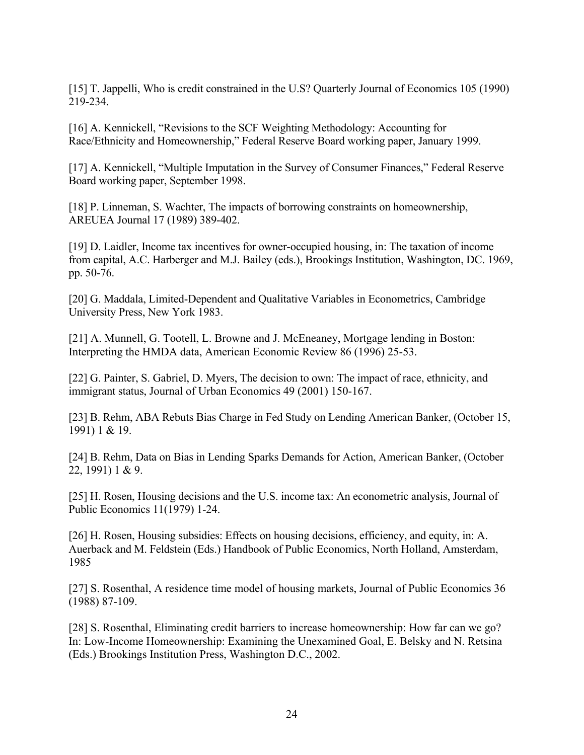[15] T. Jappelli, Who is credit constrained in the U.S? Quarterly Journal of Economics 105 (1990) 219-234.

[16] A. Kennickell, "Revisions to the SCF Weighting Methodology: Accounting for Race/Ethnicity and Homeownership," Federal Reserve Board working paper, January 1999.

[17] A. Kennickell, "Multiple Imputation in the Survey of Consumer Finances," Federal Reserve Board working paper, September 1998.

[18] P. Linneman, S. Wachter, The impacts of borrowing constraints on homeownership, AREUEA Journal 17 (1989) 389-402.

[19] D. Laidler, Income tax incentives for owner-occupied housing, in: The taxation of income from capital, A.C. Harberger and M.J. Bailey (eds.), Brookings Institution, Washington, DC. 1969, pp. 50-76.

[20] G. Maddala, Limited-Dependent and Qualitative Variables in Econometrics, Cambridge University Press, New York 1983.

[21] A. Munnell, G. Tootell, L. Browne and J. McEneaney, Mortgage lending in Boston: Interpreting the HMDA data, American Economic Review 86 (1996) 25-53.

[22] G. Painter, S. Gabriel, D. Myers, The decision to own: The impact of race, ethnicity, and immigrant status, Journal of Urban Economics 49 (2001) 150-167.

[23] B. Rehm, ABA Rebuts Bias Charge in Fed Study on Lending American Banker, (October 15, 1991) 1 & 19.

[24] B. Rehm, Data on Bias in Lending Sparks Demands for Action, American Banker, (October 22, 1991) 1 & 9.

[25] H. Rosen, Housing decisions and the U.S. income tax: An econometric analysis, Journal of Public Economics 11(1979) 1-24.

[26] H. Rosen, Housing subsidies: Effects on housing decisions, efficiency, and equity, in: A. Auerback and M. Feldstein (Eds.) Handbook of Public Economics, North Holland, Amsterdam, 1985

[27] S. Rosenthal, A residence time model of housing markets, Journal of Public Economics 36 (1988) 87-109.

[28] S. Rosenthal, Eliminating credit barriers to increase homeownership: How far can we go? In: Low-Income Homeownership: Examining the Unexamined Goal, E. Belsky and N. Retsina (Eds.) Brookings Institution Press, Washington D.C., 2002.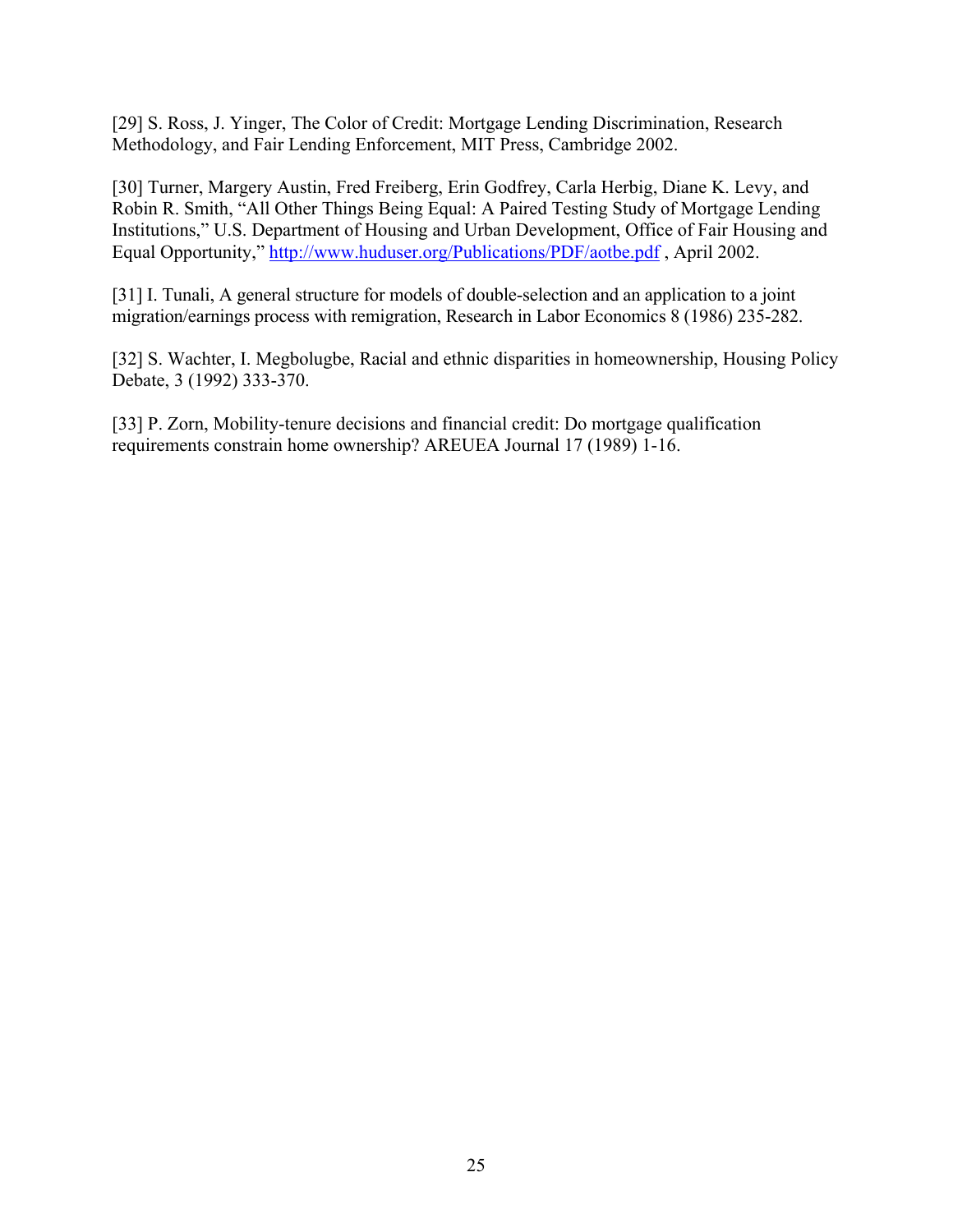[29] S. Ross, J. Yinger, The Color of Credit: Mortgage Lending Discrimination, Research Methodology, and Fair Lending Enforcement, MIT Press, Cambridge 2002.

[30] Turner, Margery Austin, Fred Freiberg, Erin Godfrey, Carla Herbig, Diane K. Levy, and Robin R. Smith, "All Other Things Being Equal: A Paired Testing Study of Mortgage Lending Institutions," U.S. Department of Housing and Urban Development, Office of Fair Housing and Equal Opportunity," http://www.huduser.org/Publications/PDF/aotbe.pdf , April 2002.

[31] I. Tunali, A general structure for models of double-selection and an application to a joint migration/earnings process with remigration, Research in Labor Economics 8 (1986) 235-282.

[32] S. Wachter, I. Megbolugbe, Racial and ethnic disparities in homeownership, Housing Policy Debate, 3 (1992) 333-370.

[33] P. Zorn, Mobility-tenure decisions and financial credit: Do mortgage qualification requirements constrain home ownership? AREUEA Journal 17 (1989) 1-16.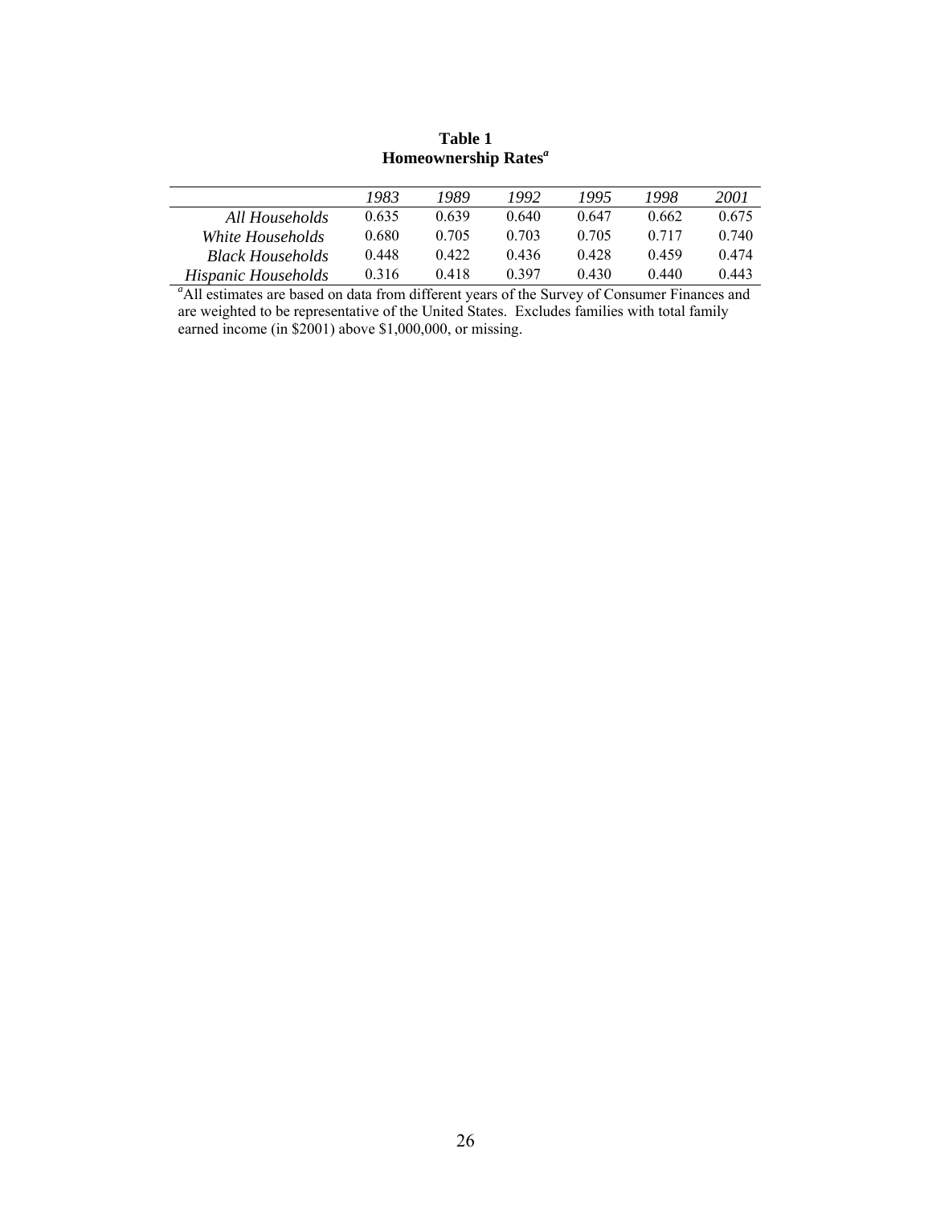**Table 1**
**Homeownership Rates[a]**

| | *1983* | *1989* | *1992* | *1995* | *1998* | *2001* |
|---|---|---|---|---|---|---|
| *All Households* | 0.635 | 0.639 | 0.640 | 0.647 | 0.662 | 0.675 |
| *White Households* | 0.680 | 0.705 | 0.703 | 0.705 | 0.717 | 0.740 |
| *Black Households* | 0.448 | 0.422 | 0.436 | 0.428 | 0.459 | 0.474 |
| *Hispanic Households* | 0.316 | 0.418 | 0.397 | 0.430 | 0.440 | 0.443 |

[a]All estimates are based on data from different years of the Survey of Consumer Finances and are weighted to be representative of the United States. Excludes families with total family earned income (in \$2001) above \$1,000,000, or missing.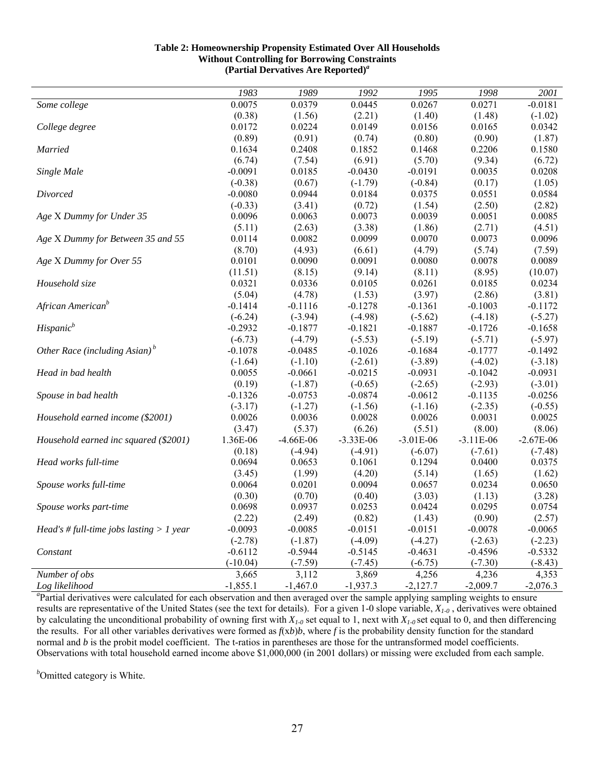**Table 2: Homeownership Propensity Estimated Over All Households Without Controlling for Borrowing Constraints (Partial Dervatives Are Reported)[a]**

| | *1983* | *1989* | *1992* | *1995* | *1998* | *2001* |
|---|---|---|---|---|---|---|
| *Some college* | 0.0075 | 0.0379 | 0.0445 | 0.0267 | 0.0271 | -0.0181 |
| | (0.38) | (1.56) | (2.21) | (1.40) | (1.48) | (-1.02) |
| *College degree* | 0.0172 | 0.0224 | 0.0149 | 0.0156 | 0.0165 | 0.0342 |
| | (0.89) | (0.91) | (0.74) | (0.80) | (0.90) | (1.87) |
| *Married* | 0.1634 | 0.2408 | 0.1852 | 0.1468 | 0.2206 | 0.1580 |
| | (6.74) | (7.54) | (6.91) | (5.70) | (9.34) | (6.72) |
| *Single Male* | -0.0091 | 0.0185 | -0.0430 | -0.0191 | 0.0035 | 0.0208 |
| | (-0.38) | (0.67) | (-1.79) | (-0.84) | (0.17) | (1.05) |
| *Divorced* | -0.0080 | 0.0944 | 0.0184 | 0.0375 | 0.0551 | 0.0584 |
| | (-0.33) | (3.41) | (0.72) | (1.54) | (2.50) | (2.82) |
| *Age X Dummy for Under 35* | 0.0096 | 0.0063 | 0.0073 | 0.0039 | 0.0051 | 0.0085 |
| | (5.11) | (2.63) | (3.38) | (1.86) | (2.71) | (4.51) |
| *Age X Dummy for Between 35 and 55* | 0.0114 | 0.0082 | 0.0099 | 0.0070 | 0.0073 | 0.0096 |
| | (8.70) | (4.93) | (6.61) | (4.79) | (5.74) | (7.59) |
| *Age X Dummy for Over 55* | 0.0101 | 0.0090 | 0.0091 | 0.0080 | 0.0078 | 0.0089 |
| | (11.51) | (8.15) | (9.14) | (8.11) | (8.95) | (10.07) |
| *Household size* | 0.0321 | 0.0336 | 0.0105 | 0.0261 | 0.0185 | 0.0234 |
| | (5.04) | (4.78) | (1.53) | (3.97) | (2.86) | (3.81) |
| *African American*[b] | -0.1414 | -0.1116 | -0.1278 | -0.1361 | -0.1003 | -0.1172 |
| | (-6.24) | (-3.94) | (-4.98) | (-5.62) | (-4.18) | (-5.27) |
| *Hispanic*[b] | -0.2932 | -0.1877 | -0.1821 | -0.1887 | -0.1726 | -0.1658 |
| | (-6.73) | (-4.79) | (-5.53) | (-5.19) | (-5.71) | (-5.97) |
| *Other Race (including Asian)*[b] | -0.1078 | -0.0485 | -0.1026 | -0.1684 | -0.1777 | -0.1492 |
| | (-1.64) | (-1.10) | (-2.61) | (-3.89) | (-4.02) | (-3.18) |
| *Head in bad health* | 0.0055 | -0.0661 | -0.0215 | -0.0931 | -0.1042 | -0.0931 |
| | (0.19) | (-1.87) | (-0.65) | (-2.65) | (-2.93) | (-3.01) |
| *Spouse in bad health* | -0.1326 | -0.0753 | -0.0874 | -0.0612 | -0.1135 | -0.0256 |
| | (-3.17) | (-1.27) | (-1.56) | (-1.16) | (-2.35) | (-0.55) |
| *Household earned income ($2001)* | 0.0026 | 0.0036 | 0.0028 | 0.0026 | 0.0031 | 0.0025 |
| | (3.47) | (5.37) | (6.26) | (5.51) | (8.00) | (8.06) |
| *Household earned inc squared ($2001)* | 1.36E-06 | -4.66E-06 | -3.33E-06 | -3.01E-06 | -3.11E-06 | -2.67E-06 |
| | (0.18) | (-4.94) | (-4.91) | (-6.07) | (-7.61) | (-7.48) |
| *Head works full-time* | 0.0694 | 0.0653 | 0.1061 | 0.1294 | 0.0400 | 0.0375 |
| | (3.45) | (1.99) | (4.20) | (5.14) | (1.65) | (1.62) |
| *Spouse works full-time* | 0.0064 | 0.0201 | 0.0094 | 0.0657 | 0.0234 | 0.0650 |
| | (0.30) | (0.70) | (0.40) | (3.03) | (1.13) | (3.28) |
| *Spouse works part-time* | 0.0698 | 0.0937 | 0.0253 | 0.0424 | 0.0295 | 0.0754 |
| | (2.22) | (2.49) | (0.82) | (1.43) | (0.90) | (2.57) |
| *Head's # full-time jobs lasting > 1 year* | -0.0093 | -0.0085 | -0.0151 | -0.0151 | -0.0078 | -0.0065 |
| | (-2.78) | (-1.87) | (-4.09) | (-4.27) | (-2.63) | (-2.23) |
| *Constant* | -0.6112 | -0.5944 | -0.5145 | -0.4631 | -0.4596 | -0.5332 |
| | (-10.04) | (-7.59) | (-7.45) | (-6.75) | (-7.30) | (-8.43) |
| *Number of obs* | 3,665 | 3,112 | 3,869 | 4,256 | 4,236 | 4,353 |
| *Log likelihood* | -1,855.1 | -1,467.0 | -1,937.3 | -2,127.7 | -2,009.7 | -2,076.3 |

[a]Partial derivatives were calculated for each observation and then averaged over the sample applying sampling weights to ensure results are representative of the United States (see the text for details). For a given 1-0 slope variable, $X_{1\text{-}0}$, derivatives were obtained by calculating the unconditional probability of owning first with $X_{1\text{-}0}$ set equal to 1, next with $X_{1\text{-}0}$ set equal to 0, and then differencing the results. For all other variables derivatives were formed as $f(xb)b$, where $f$ is the probability density function for the standard normal and $b$ is the probit model coefficient. The t-ratios in parentheses are those for the untransformed model coefficients. Observations with total household earned income above $1,000,000 (in 2001 dollars) or missing were excluded from each sample.

[b]Omitted category is White.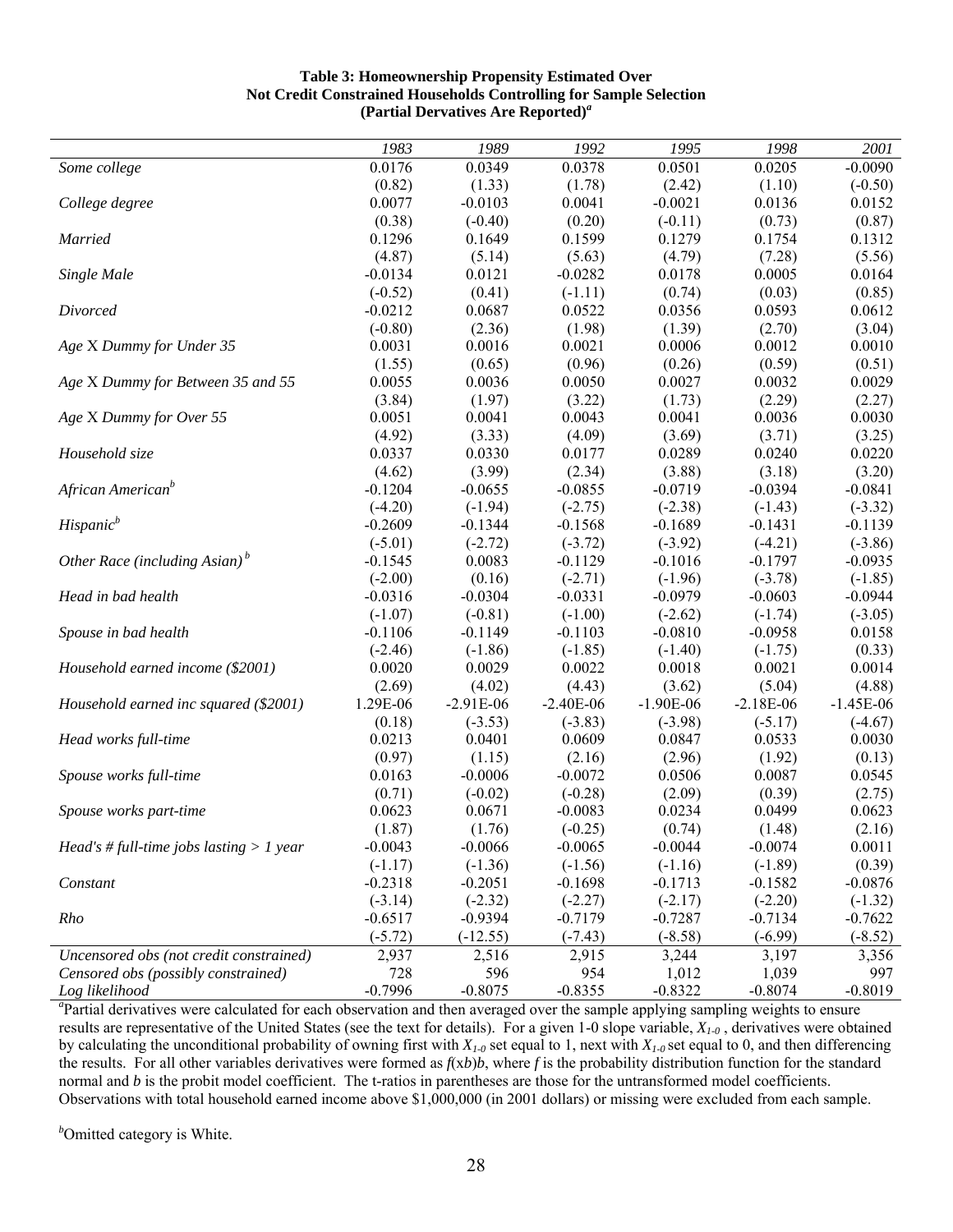**Table 3: Homeownership Propensity Estimated Over Not Credit Constrained Households Controlling for Sample Selection (Partial Dervatives Are Reported)[a]**

| | *1983* | *1989* | *1992* | *1995* | *1998* | *2001* |
|---|---|---|---|---|---|---|
| *Some college* | 0.0176 | 0.0349 | 0.0378 | 0.0501 | 0.0205 | -0.0090 |
| | (0.82) | (1.33) | (1.78) | (2.42) | (1.10) | (-0.50) |
| *College degree* | 0.0077 | -0.0103 | 0.0041 | -0.0021 | 0.0136 | 0.0152 |
| | (0.38) | (-0.40) | (0.20) | (-0.11) | (0.73) | (0.87) |
| *Married* | 0.1296 | 0.1649 | 0.1599 | 0.1279 | 0.1754 | 0.1312 |
| | (4.87) | (5.14) | (5.63) | (4.79) | (7.28) | (5.56) |
| *Single Male* | -0.0134 | 0.0121 | -0.0282 | 0.0178 | 0.0005 | 0.0164 |
| | (-0.52) | (0.41) | (-1.11) | (0.74) | (0.03) | (0.85) |
| *Divorced* | -0.0212 | 0.0687 | 0.0522 | 0.0356 | 0.0593 | 0.0612 |
| | (-0.80) | (2.36) | (1.98) | (1.39) | (2.70) | (3.04) |
| *Age X Dummy for Under 35* | 0.0031 | 0.0016 | 0.0021 | 0.0006 | 0.0012 | 0.0010 |
| | (1.55) | (0.65) | (0.96) | (0.26) | (0.59) | (0.51) |
| *Age X Dummy for Between 35 and 55* | 0.0055 | 0.0036 | 0.0050 | 0.0027 | 0.0032 | 0.0029 |
| | (3.84) | (1.97) | (3.22) | (1.73) | (2.29) | (2.27) |
| *Age X Dummy for Over 55* | 0.0051 | 0.0041 | 0.0043 | 0.0041 | 0.0036 | 0.0030 |
| | (4.92) | (3.33) | (4.09) | (3.69) | (3.71) | (3.25) |
| *Household size* | 0.0337 | 0.0330 | 0.0177 | 0.0289 | 0.0240 | 0.0220 |
| | (4.62) | (3.99) | (2.34) | (3.88) | (3.18) | (3.20) |
| *African American[b]* | -0.1204 | -0.0655 | -0.0855 | -0.0719 | -0.0394 | -0.0841 |
| | (-4.20) | (-1.94) | (-2.75) | (-2.38) | (-1.43) | (-3.32) |
| *Hispanic[b]* | -0.2609 | -0.1344 | -0.1568 | -0.1689 | -0.1431 | -0.1139 |
| | (-5.01) | (-2.72) | (-3.72) | (-3.92) | (-4.21) | (-3.86) |
| *Other Race (including Asian)[b]* | -0.1545 | 0.0083 | -0.1129 | -0.1016 | -0.1797 | -0.0935 |
| | (-2.00) | (0.16) | (-2.71) | (-1.96) | (-3.78) | (-1.85) |
| *Head in bad health* | -0.0316 | -0.0304 | -0.0331 | -0.0979 | -0.0603 | -0.0944 |
| | (-1.07) | (-0.81) | (-1.00) | (-2.62) | (-1.74) | (-3.05) |
| *Spouse in bad health* | -0.1106 | -0.1149 | -0.1103 | -0.0810 | -0.0958 | 0.0158 |
| | (-2.46) | (-1.86) | (-1.85) | (-1.40) | (-1.75) | (0.33) |
| *Household earned income ($2001)* | 0.0020 | 0.0029 | 0.0022 | 0.0018 | 0.0021 | 0.0014 |
| | (2.69) | (4.02) | (4.43) | (3.62) | (5.04) | (4.88) |
| *Household earned inc squared ($2001)* | 1.29E-06 | -2.91E-06 | -2.40E-06 | -1.90E-06 | -2.18E-06 | -1.45E-06 |
| | (0.18) | (-3.53) | (-3.83) | (-3.98) | (-5.17) | (-4.67) |
| *Head works full-time* | 0.0213 | 0.0401 | 0.0609 | 0.0847 | 0.0533 | 0.0030 |
| | (0.97) | (1.15) | (2.16) | (2.96) | (1.92) | (0.13) |
| *Spouse works full-time* | 0.0163 | -0.0006 | -0.0072 | 0.0506 | 0.0087 | 0.0545 |
| | (0.71) | (-0.02) | (-0.28) | (2.09) | (0.39) | (2.75) |
| *Spouse works part-time* | 0.0623 | 0.0671 | -0.0083 | 0.0234 | 0.0499 | 0.0623 |
| | (1.87) | (1.76) | (-0.25) | (0.74) | (1.48) | (2.16) |
| *Head's # full-time jobs lasting > 1 year* | -0.0043 | -0.0066 | -0.0065 | -0.0044 | -0.0074 | 0.0011 |
| | (-1.17) | (-1.36) | (-1.56) | (-1.16) | (-1.89) | (0.39) |
| *Constant* | -0.2318 | -0.2051 | -0.1698 | -0.1713 | -0.1582 | -0.0876 |
| | (-3.14) | (-2.32) | (-2.27) | (-2.17) | (-2.20) | (-1.32) |
| *Rho* | -0.6517 | -0.9394 | -0.7179 | -0.7287 | -0.7134 | -0.7622 |
| | (-5.72) | (-12.55) | (-7.43) | (-8.58) | (-6.99) | (-8.52) |
| *Uncensored obs (not credit constrained)* | 2,937 | 2,516 | 2,915 | 3,244 | 3,197 | 3,356 |
| *Censored obs (possibly constrained)* | 728 | 596 | 954 | 1,012 | 1,039 | 997 |
| *Log likelihood* | -0.7996 | -0.8075 | -0.8355 | -0.8322 | -0.8074 | -0.8019 |

[a]Partial derivatives were calculated for each observation and then averaged over the sample applying sampling weights to ensure results are representative of the United States (see the text for details). For a given 1-0 slope variable, $X_{1\text{-}0}$, derivatives were obtained by calculating the unconditional probability of owning first with $X_{1\text{-}0}$ set equal to 1, next with $X_{1\text{-}0}$ set equal to 0, and then differencing the results. For all other variables derivatives were formed as $f(xb)b$, where $f$ is the probability distribution function for the standard normal and $b$ is the probit model coefficient. The t-ratios in parentheses are those for the untransformed model coefficients. Observations with total household earned income above $1,000,000 (in 2001 dollars) or missing were excluded from each sample.

[b]Omitted category is White.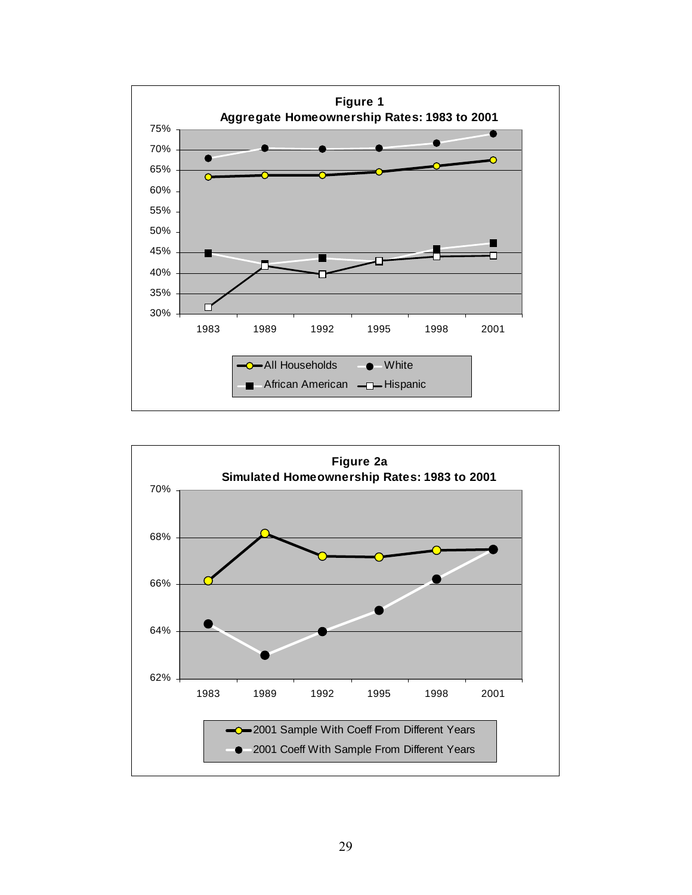**Figure 1**

**Aggregate Homeownership Rates: 1983 to 2001**

**Figure 2a**

**Simulated Homeownership Rates: 1983 to 2001**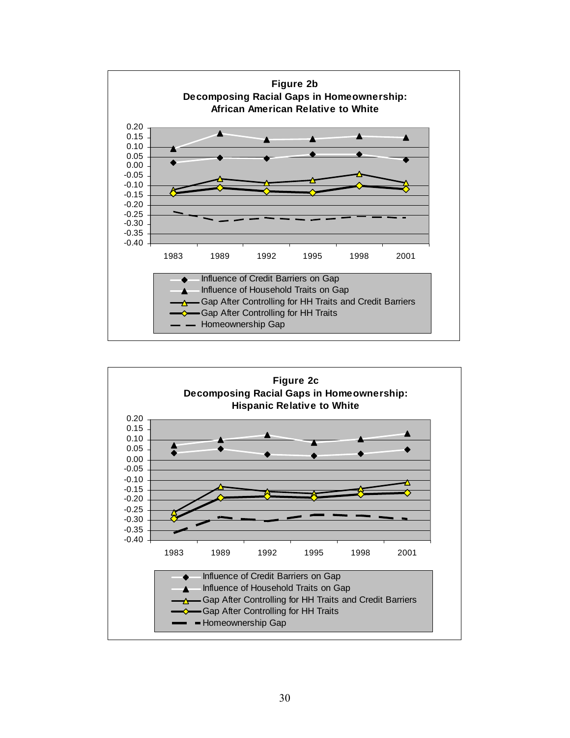**Figure 2b**
**Decomposing Racial Gaps in Homeownership: African American Relative to White**

- Influence of Credit Barriers on Gap
- Influence of Household Traits on Gap
- Gap After Controlling for HH Traits and Credit Barriers
- Gap After Controlling for HH Traits
- Homeownership Gap

**Figure 2c**
**Decomposing Racial Gaps in Homeownership: Hispanic Relative to White**

- Influence of Credit Barriers on Gap
- Influence of Household Traits on Gap
- Gap After Controlling for HH Traits and Credit Barriers
- Gap After Controlling for HH Traits
- Homeownership Gap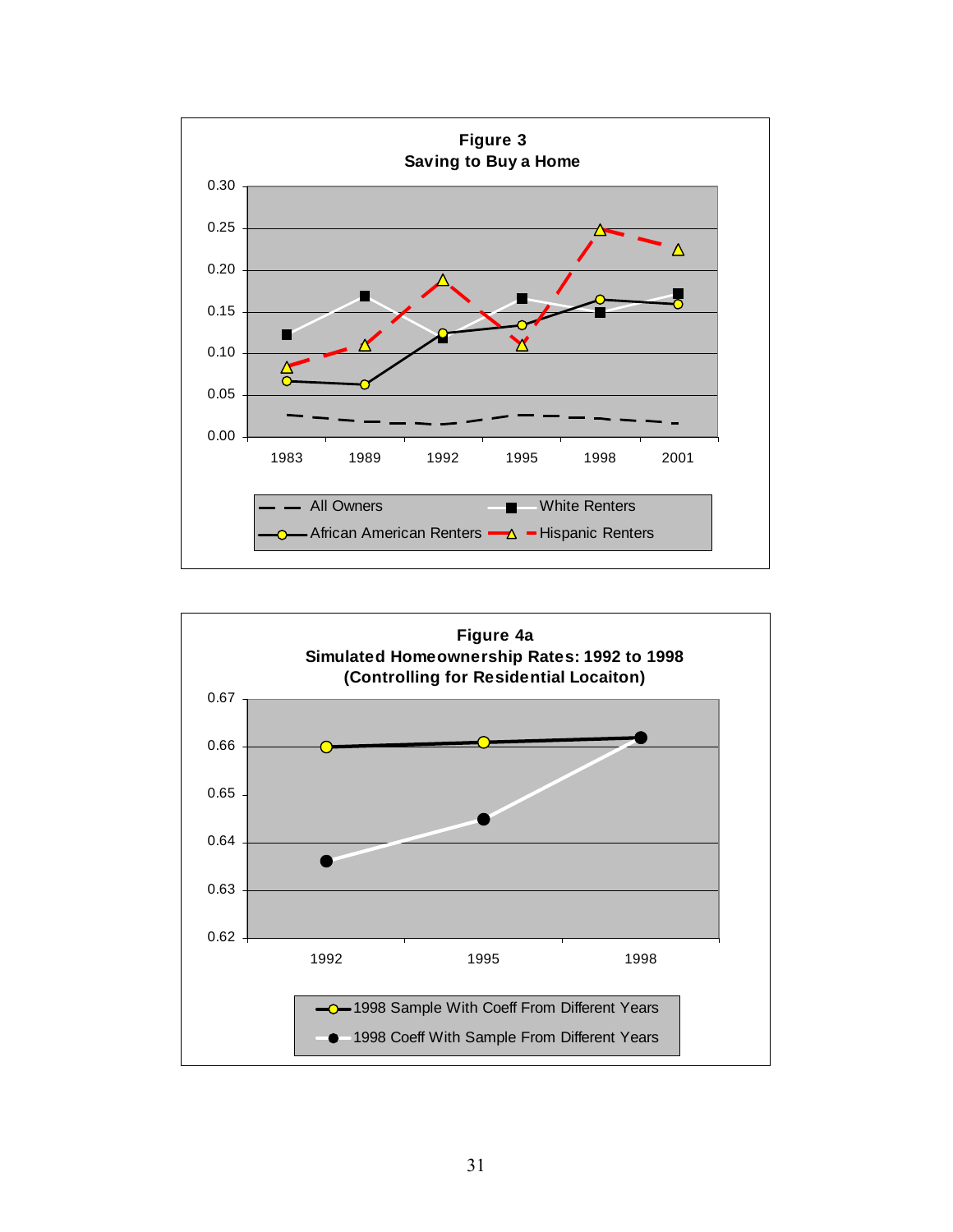**Figure 3**
**Saving to Buy a Home**

**Figure 4a**
**Simulated Homeownership Rates: 1992 to 1998**
**(Controlling for Residential Locaiton)**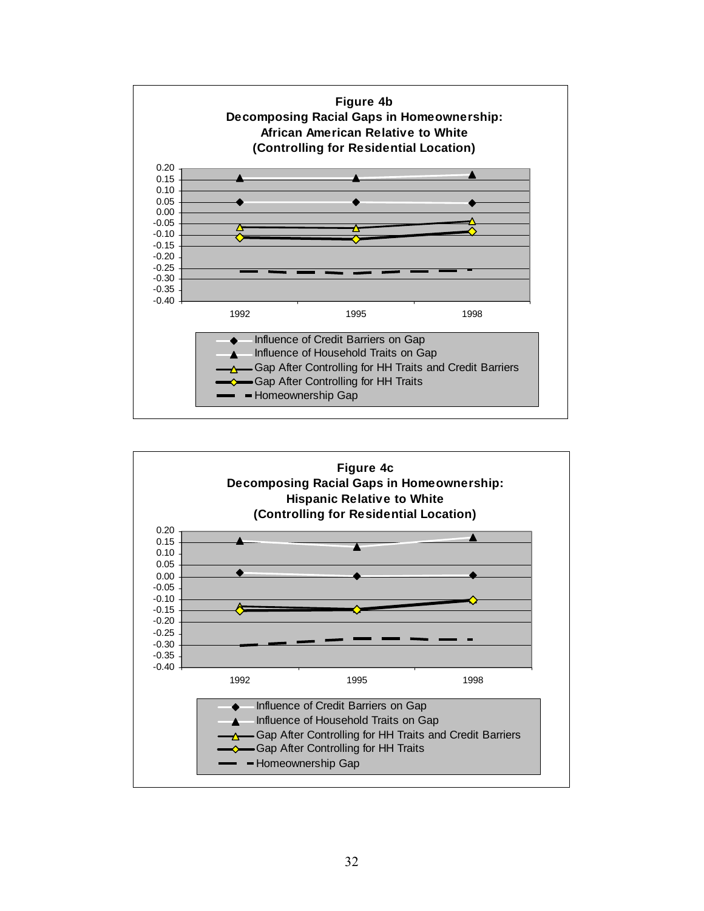**Figure 4b**
**Decomposing Racial Gaps in Homeownership:**
**African American Relative to White**
**(Controlling for Residential Location)**

- Influence of Credit Barriers on Gap
- Influence of Household Traits on Gap
- Gap After Controlling for HH Traits and Credit Barriers
- Gap After Controlling for HH Traits
- Homeownership Gap

**Figure 4c**
**Decomposing Racial Gaps in Homeownership:**
**Hispanic Relative to White**
**(Controlling for Residential Location)**

- Influence of Credit Barriers on Gap
- Influence of Household Traits on Gap
- Gap After Controlling for HH Traits and Credit Barriers
- Gap After Controlling for HH Traits
- Homeownership Gap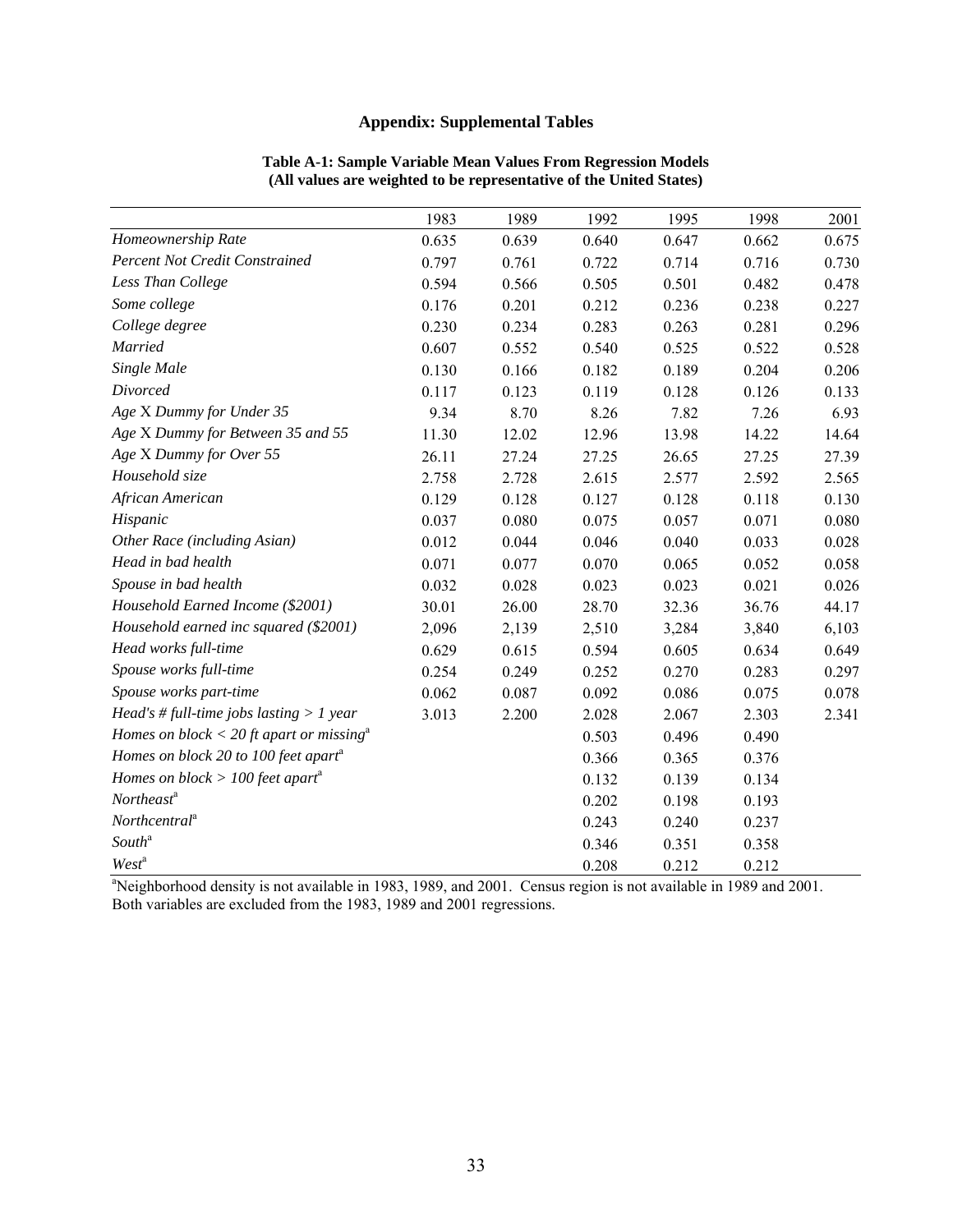# Appendix: Supplemental Tables

**Table A-1: Sample Variable Mean Values From Regression Models**
**(All values are weighted to be representative of the United States)**

| | 1983 | 1989 | 1992 | 1995 | 1998 | 2001 |
|---|---|---|---|---|---|---|
| *Homeownership Rate* | 0.635 | 0.639 | 0.640 | 0.647 | 0.662 | 0.675 |
| *Percent Not Credit Constrained* | 0.797 | 0.761 | 0.722 | 0.714 | 0.716 | 0.730 |
| *Less Than College* | 0.594 | 0.566 | 0.505 | 0.501 | 0.482 | 0.478 |
| *Some college* | 0.176 | 0.201 | 0.212 | 0.236 | 0.238 | 0.227 |
| *College degree* | 0.230 | 0.234 | 0.283 | 0.263 | 0.281 | 0.296 |
| *Married* | 0.607 | 0.552 | 0.540 | 0.525 | 0.522 | 0.528 |
| *Single Male* | 0.130 | 0.166 | 0.182 | 0.189 | 0.204 | 0.206 |
| *Divorced* | 0.117 | 0.123 | 0.119 | 0.128 | 0.126 | 0.133 |
| *Age X Dummy for Under 35* | 9.34 | 8.70 | 8.26 | 7.82 | 7.26 | 6.93 |
| *Age X Dummy for Between 35 and 55* | 11.30 | 12.02 | 12.96 | 13.98 | 14.22 | 14.64 |
| *Age X Dummy for Over 55* | 26.11 | 27.24 | 27.25 | 26.65 | 27.25 | 27.39 |
| *Household size* | 2.758 | 2.728 | 2.615 | 2.577 | 2.592 | 2.565 |
| *African American* | 0.129 | 0.128 | 0.127 | 0.128 | 0.118 | 0.130 |
| *Hispanic* | 0.037 | 0.080 | 0.075 | 0.057 | 0.071 | 0.080 |
| *Other Race (including Asian)* | 0.012 | 0.044 | 0.046 | 0.040 | 0.033 | 0.028 |
| *Head in bad health* | 0.071 | 0.077 | 0.070 | 0.065 | 0.052 | 0.058 |
| *Spouse in bad health* | 0.032 | 0.028 | 0.023 | 0.023 | 0.021 | 0.026 |
| *Household Earned Income ($2001)* | 30.01 | 26.00 | 28.70 | 32.36 | 36.76 | 44.17 |
| *Household earned inc squared ($2001)* | 2,096 | 2,139 | 2,510 | 3,284 | 3,840 | 6,103 |
| *Head works full-time* | 0.629 | 0.615 | 0.594 | 0.605 | 0.634 | 0.649 |
| *Spouse works full-time* | 0.254 | 0.249 | 0.252 | 0.270 | 0.283 | 0.297 |
| *Spouse works part-time* | 0.062 | 0.087 | 0.092 | 0.086 | 0.075 | 0.078 |
| *Head's # full-time jobs lasting > 1 year* | 3.013 | 2.200 | 2.028 | 2.067 | 2.303 | 2.341 |
| *Homes on block < 20 ft apart or missing*[a] | | | 0.503 | 0.496 | 0.490 | |
| *Homes on block 20 to 100 feet apart*[a] | | | 0.366 | 0.365 | 0.376 | |
| *Homes on block > 100 feet apart*[a] | | | 0.132 | 0.139 | 0.134 | |
| *Northeast*[a] | | | 0.202 | 0.198 | 0.193 | |
| *Northcentral*[a] | | | 0.243 | 0.240 | 0.237 | |
| *South*[a] | | | 0.346 | 0.351 | 0.358 | |
| *West*[a] | | | 0.208 | 0.212 | 0.212 | |

[a]Neighborhood density is not available in 1983, 1989, and 2001. Census region is not available in 1989 and 2001. Both variables are excluded from the 1983, 1989 and 2001 regressions.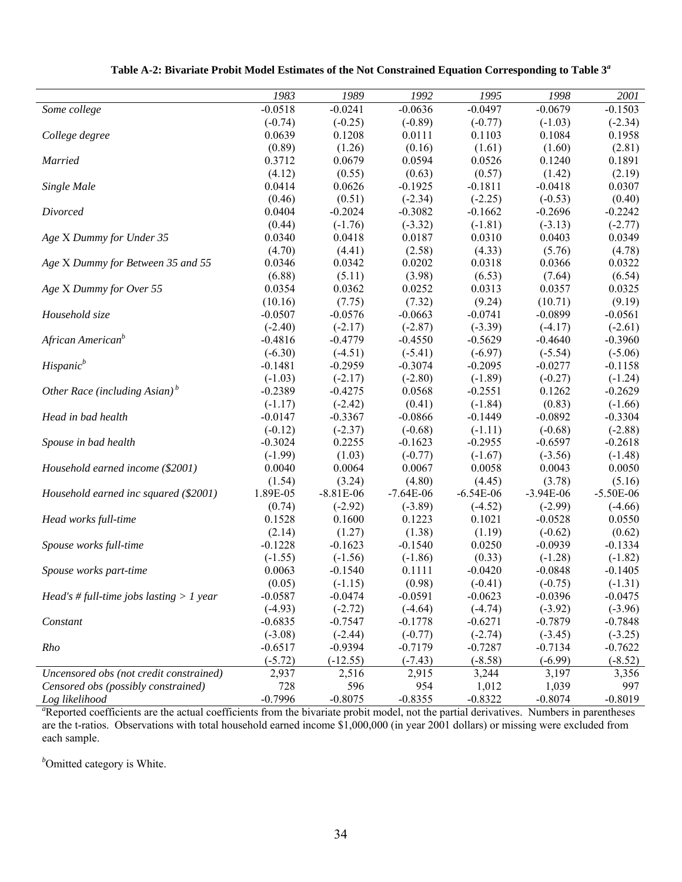**Table A-2: Bivariate Probit Model Estimates of the Not Constrained Equation Corresponding to Table 3[a]**

| | *1983* | *1989* | *1992* | *1995* | *1998* | *2001* |
|---|---|---|---|---|---|---|
| *Some college* | -0.0518 | -0.0241 | -0.0636 | -0.0497 | -0.0679 | -0.1503 |
| | (-0.74) | (-0.25) | (-0.89) | (-0.77) | (-1.03) | (-2.34) |
| *College degree* | 0.0639 | 0.1208 | 0.0111 | 0.1103 | 0.1084 | 0.1958 |
| | (0.89) | (1.26) | (0.16) | (1.61) | (1.60) | (2.81) |
| *Married* | 0.3712 | 0.0679 | 0.0594 | 0.0526 | 0.1240 | 0.1891 |
| | (4.12) | (0.55) | (0.63) | (0.57) | (1.42) | (2.19) |
| *Single Male* | 0.0414 | 0.0626 | -0.1925 | -0.1811 | -0.0418 | 0.0307 |
| | (0.46) | (0.51) | (-2.34) | (-2.25) | (-0.53) | (0.40) |
| *Divorced* | 0.0404 | -0.2024 | -0.3082 | -0.1662 | -0.2696 | -0.2242 |
| | (0.44) | (-1.76) | (-3.32) | (-1.81) | (-3.13) | (-2.77) |
| *Age X Dummy for Under 35* | 0.0340 | 0.0418 | 0.0187 | 0.0310 | 0.0403 | 0.0349 |
| | (4.70) | (4.41) | (2.58) | (4.33) | (5.76) | (4.78) |
| *Age X Dummy for Between 35 and 55* | 0.0346 | 0.0342 | 0.0202 | 0.0318 | 0.0366 | 0.0322 |
| | (6.88) | (5.11) | (3.98) | (6.53) | (7.64) | (6.54) |
| *Age X Dummy for Over 55* | 0.0354 | 0.0362 | 0.0252 | 0.0313 | 0.0357 | 0.0325 |
| | (10.16) | (7.75) | (7.32) | (9.24) | (10.71) | (9.19) |
| *Household size* | -0.0507 | -0.0576 | -0.0663 | -0.0741 | -0.0899 | -0.0561 |
| | (-2.40) | (-2.17) | (-2.87) | (-3.39) | (-4.17) | (-2.61) |
| *African American*[b] | -0.4816 | -0.4779 | -0.4550 | -0.5629 | -0.4640 | -0.3960 |
| | (-6.30) | (-4.51) | (-5.41) | (-6.97) | (-5.54) | (-5.06) |
| *Hispanic*[b] | -0.1481 | -0.2959 | -0.3074 | -0.2095 | -0.0277 | -0.1158 |
| | (-1.03) | (-2.17) | (-2.80) | (-1.89) | (-0.27) | (-1.24) |
| *Other Race (including Asian)*[b] | -0.2389 | -0.4275 | 0.0568 | -0.2551 | 0.1262 | -0.2629 |
| | (-1.17) | (-2.42) | (0.41) | (-1.84) | (0.83) | (-1.66) |
| *Head in bad health* | -0.0147 | -0.3367 | -0.0866 | -0.1449 | -0.0892 | -0.3304 |
| | (-0.12) | (-2.37) | (-0.68) | (-1.11) | (-0.68) | (-2.88) |
| *Spouse in bad health* | -0.3024 | 0.2255 | -0.1623 | -0.2955 | -0.6597 | -0.2618 |
| | (-1.99) | (1.03) | (-0.77) | (-1.67) | (-3.56) | (-1.48) |
| *Household earned income ($2001)* | 0.0040 | 0.0064 | 0.0067 | 0.0058 | 0.0043 | 0.0050 |
| | (1.54) | (3.24) | (4.80) | (4.45) | (3.78) | (5.16) |
| *Household earned inc squared ($2001)* | 1.89E-05 | -8.81E-06 | -7.64E-06 | -6.54E-06 | -3.94E-06 | -5.50E-06 |
| | (0.74) | (-2.92) | (-3.89) | (-4.52) | (-2.99) | (-4.66) |
| *Head works full-time* | 0.1528 | 0.1600 | 0.1223 | 0.1021 | -0.0528 | 0.0550 |
| | (2.14) | (1.27) | (1.38) | (1.19) | (-0.62) | (0.62) |
| *Spouse works full-time* | -0.1228 | -0.1623 | -0.1540 | 0.0250 | -0.0939 | -0.1334 |
| | (-1.55) | (-1.56) | (-1.86) | (0.33) | (-1.28) | (-1.82) |
| *Spouse works part-time* | 0.0063 | -0.1540 | 0.1111 | -0.0420 | -0.0848 | -0.1405 |
| | (0.05) | (-1.15) | (0.98) | (-0.41) | (-0.75) | (-1.31) |
| *Head's # full-time jobs lasting > 1 year* | -0.0587 | -0.0474 | -0.0591 | -0.0623 | -0.0396 | -0.0475 |
| | (-4.93) | (-2.72) | (-4.64) | (-4.74) | (-3.92) | (-3.96) |
| *Constant* | -0.6835 | -0.7547 | -0.1778 | -0.6271 | -0.7879 | -0.7848 |
| | (-3.08) | (-2.44) | (-0.77) | (-2.74) | (-3.45) | (-3.25) |
| *Rho* | -0.6517 | -0.9394 | -0.7179 | -0.7287 | -0.7134 | -0.7622 |
| | (-5.72) | (-12.55) | (-7.43) | (-8.58) | (-6.99) | (-8.52) |
| *Uncensored obs (not credit constrained)* | 2,937 | 2,516 | 2,915 | 3,244 | 3,197 | 3,356 |
| *Censored obs (possibly constrained)* | 728 | 596 | 954 | 1,012 | 1,039 | 997 |
| *Log likelihood* | -0.7996 | -0.8075 | -0.8355 | -0.8322 | -0.8074 | -0.8019 |

[a]Reported coefficients are the actual coefficients from the bivariate probit model, not the partial derivatives. Numbers in parentheses are the t-ratios. Observations with total household earned income $1,000,000 (in year 2001 dollars) or missing were excluded from each sample.

[b]Omitted category is White.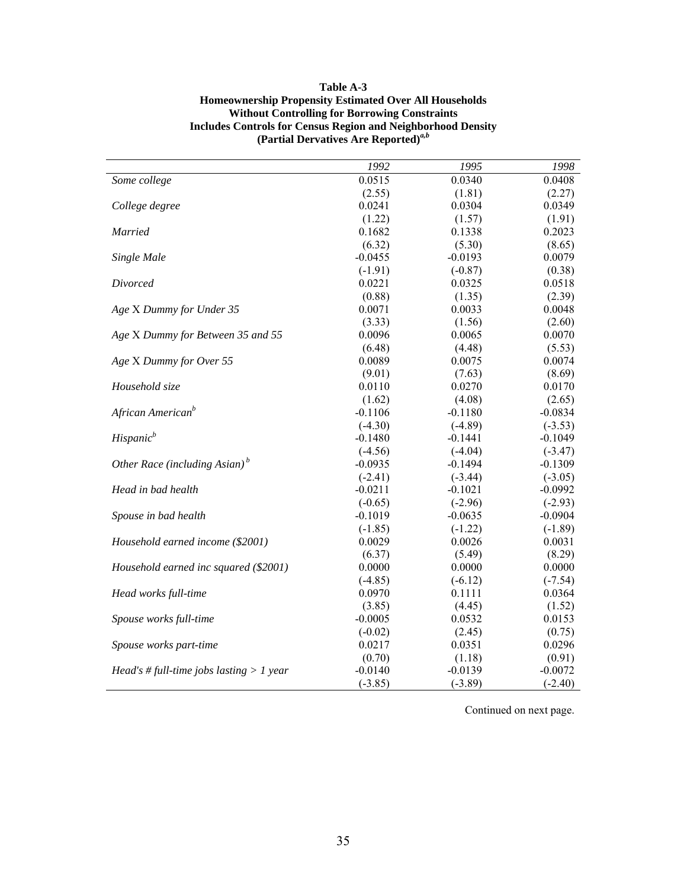**Table A-3**
**Homeownership Propensity Estimated Over All Households**
**Without Controlling for Borrowing Constraints**
**Includes Controls for Census Region and Neighborhood Density**
**(Partial Dervatives Are Reported)[a,b]**

| | *1992* | *1995* | *1998* |
|---|---|---|---|
| *Some college* | 0.0515 | 0.0340 | 0.0408 |
| | (2.55) | (1.81) | (2.27) |
| *College degree* | 0.0241 | 0.0304 | 0.0349 |
| | (1.22) | (1.57) | (1.91) |
| *Married* | 0.1682 | 0.1338 | 0.2023 |
| | (6.32) | (5.30) | (8.65) |
| *Single Male* | -0.0455 | -0.0193 | 0.0079 |
| | (-1.91) | (-0.87) | (0.38) |
| *Divorced* | 0.0221 | 0.0325 | 0.0518 |
| | (0.88) | (1.35) | (2.39) |
| *Age X Dummy for Under 35* | 0.0071 | 0.0033 | 0.0048 |
| | (3.33) | (1.56) | (2.60) |
| *Age X Dummy for Between 35 and 55* | 0.0096 | 0.0065 | 0.0070 |
| | (6.48) | (4.48) | (5.53) |
| *Age X Dummy for Over 55* | 0.0089 | 0.0075 | 0.0074 |
| | (9.01) | (7.63) | (8.69) |
| *Household size* | 0.0110 | 0.0270 | 0.0170 |
| | (1.62) | (4.08) | (2.65) |
| *African American[b]* | -0.1106 | -0.1180 | -0.0834 |
| | (-4.30) | (-4.89) | (-3.53) |
| *Hispanic[b]* | -0.1480 | -0.1441 | -0.1049 |
| | (-4.56) | (-4.04) | (-3.47) |
| *Other Race (including Asian)[b]* | -0.0935 | -0.1494 | -0.1309 |
| | (-2.41) | (-3.44) | (-3.05) |
| *Head in bad health* | -0.0211 | -0.1021 | -0.0992 |
| | (-0.65) | (-2.96) | (-2.93) |
| *Spouse in bad health* | -0.1019 | -0.0635 | -0.0904 |
| | (-1.85) | (-1.22) | (-1.89) |
| *Household earned income ($2001)* | 0.0029 | 0.0026 | 0.0031 |
| | (6.37) | (5.49) | (8.29) |
| *Household earned inc squared ($2001)* | 0.0000 | 0.0000 | 0.0000 |
| | (-4.85) | (-6.12) | (-7.54) |
| *Head works full-time* | 0.0970 | 0.1111 | 0.0364 |
| | (3.85) | (4.45) | (1.52) |
| *Spouse works full-time* | -0.0005 | 0.0532 | 0.0153 |
| | (-0.02) | (2.45) | (0.75) |
| *Spouse works part-time* | 0.0217 | 0.0351 | 0.0296 |
| | (0.70) | (1.18) | (0.91) |
| *Head's # full-time jobs lasting > 1 year* | -0.0140 | -0.0139 | -0.0072 |
| | (-3.85) | (-3.89) | (-2.40) |

Continued on next page.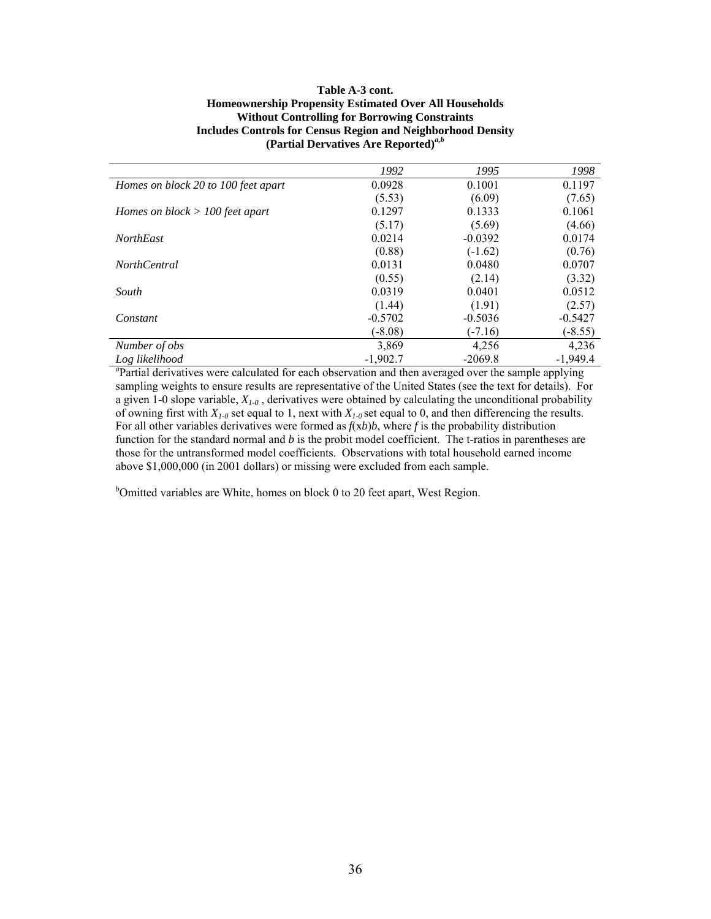**Table A-3 cont.**
**Homeownership Propensity Estimated Over All Households**
**Without Controlling for Borrowing Constraints**
**Includes Controls for Census Region and Neighborhood Density**
**(Partial Dervatives Are Reported)[a,b]**

| | *1992* | *1995* | *1998* |
|---|---|---|---|
| *Homes on block 20 to 100 feet apart* | 0.0928 | 0.1001 | 0.1197 |
| | (5.53) | (6.09) | (7.65) |
| *Homes on block > 100 feet apart* | 0.1297 | 0.1333 | 0.1061 |
| | (5.17) | (5.69) | (4.66) |
| *NorthEast* | 0.0214 | -0.0392 | 0.0174 |
| | (0.88) | (-1.62) | (0.76) |
| *NorthCentral* | 0.0131 | 0.0480 | 0.0707 |
| | (0.55) | (2.14) | (3.32) |
| *South* | 0.0319 | 0.0401 | 0.0512 |
| | (1.44) | (1.91) | (2.57) |
| *Constant* | -0.5702 | -0.5036 | -0.5427 |
| | (-8.08) | (-7.16) | (-8.55) |
| *Number of obs* | 3,869 | 4,256 | 4,236 |
| *Log likelihood* | -1,902.7 | -2069.8 | -1,949.4 |

[a]Partial derivatives were calculated for each observation and then averaged over the sample applying sampling weights to ensure results are representative of the United States (see the text for details). For a given 1-0 slope variable, $X_{1\text{-}0}$ , derivatives were obtained by calculating the unconditional probability of owning first with $X_{1\text{-}0}$ set equal to 1, next with $X_{1\text{-}0}$ set equal to 0, and then differencing the results. For all other variables derivatives were formed as $f(xb)b$, where $f$ is the probability distribution function for the standard normal and $b$ is the probit model coefficient. The t-ratios in parentheses are those for the untransformed model coefficients. Observations with total household earned income above $1,000,000 (in 2001 dollars) or missing were excluded from each sample.

[b]Omitted variables are White, homes on block 0 to 20 feet apart, West Region.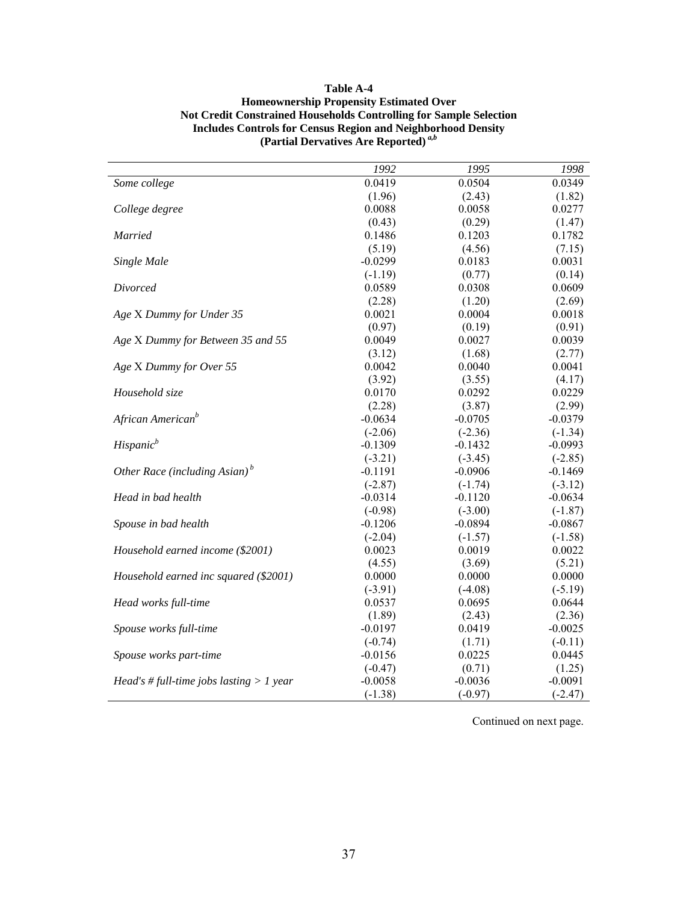**Table A-4**
**Homeownership Propensity Estimated Over**
**Not Credit Constrained Households Controlling for Sample Selection**
**Includes Controls for Census Region and Neighborhood Density**
**(Partial Dervatives Are Reported)** [a,b]

| | *1992* | *1995* | *1998* |
|---|---|---|---|
| *Some college* | 0.0419 | 0.0504 | 0.0349 |
| | (1.96) | (2.43) | (1.82) |
| *College degree* | 0.0088 | 0.0058 | 0.0277 |
| | (0.43) | (0.29) | (1.47) |
| *Married* | 0.1486 | 0.1203 | 0.1782 |
| | (5.19) | (4.56) | (7.15) |
| *Single Male* | -0.0299 | 0.0183 | 0.0031 |
| | (-1.19) | (0.77) | (0.14) |
| *Divorced* | 0.0589 | 0.0308 | 0.0609 |
| | (2.28) | (1.20) | (2.69) |
| *Age X Dummy for Under 35* | 0.0021 | 0.0004 | 0.0018 |
| | (0.97) | (0.19) | (0.91) |
| *Age X Dummy for Between 35 and 55* | 0.0049 | 0.0027 | 0.0039 |
| | (3.12) | (1.68) | (2.77) |
| *Age X Dummy for Over 55* | 0.0042 | 0.0040 | 0.0041 |
| | (3.92) | (3.55) | (4.17) |
| *Household size* | 0.0170 | 0.0292 | 0.0229 |
| | (2.28) | (3.87) | (2.99) |
| *African American* [b] | -0.0634 | -0.0705 | -0.0379 |
| | (-2.06) | (-2.36) | (-1.34) |
| *Hispanic* [b] | -0.1309 | -0.1432 | -0.0993 |
| | (-3.21) | (-3.45) | (-2.85) |
| *Other Race (including Asian)* [b] | -0.1191 | -0.0906 | -0.1469 |
| | (-2.87) | (-1.74) | (-3.12) |
| *Head in bad health* | -0.0314 | -0.1120 | -0.0634 |
| | (-0.98) | (-3.00) | (-1.87) |
| *Spouse in bad health* | -0.1206 | -0.0894 | -0.0867 |
| | (-2.04) | (-1.57) | (-1.58) |
| *Household earned income ($2001)* | 0.0023 | 0.0019 | 0.0022 |
| | (4.55) | (3.69) | (5.21) |
| *Household earned inc squared ($2001)* | 0.0000 | 0.0000 | 0.0000 |
| | (-3.91) | (-4.08) | (-5.19) |
| *Head works full-time* | 0.0537 | 0.0695 | 0.0644 |
| | (1.89) | (2.43) | (2.36) |
| *Spouse works full-time* | -0.0197 | 0.0419 | -0.0025 |
| | (-0.74) | (1.71) | (-0.11) |
| *Spouse works part-time* | -0.0156 | 0.0225 | 0.0445 |
| | (-0.47) | (0.71) | (1.25) |
| *Head's # full-time jobs lasting > 1 year* | -0.0058 | -0.0036 | -0.0091 |
| | (-1.38) | (-0.97) | (-2.47) |

Continued on next page.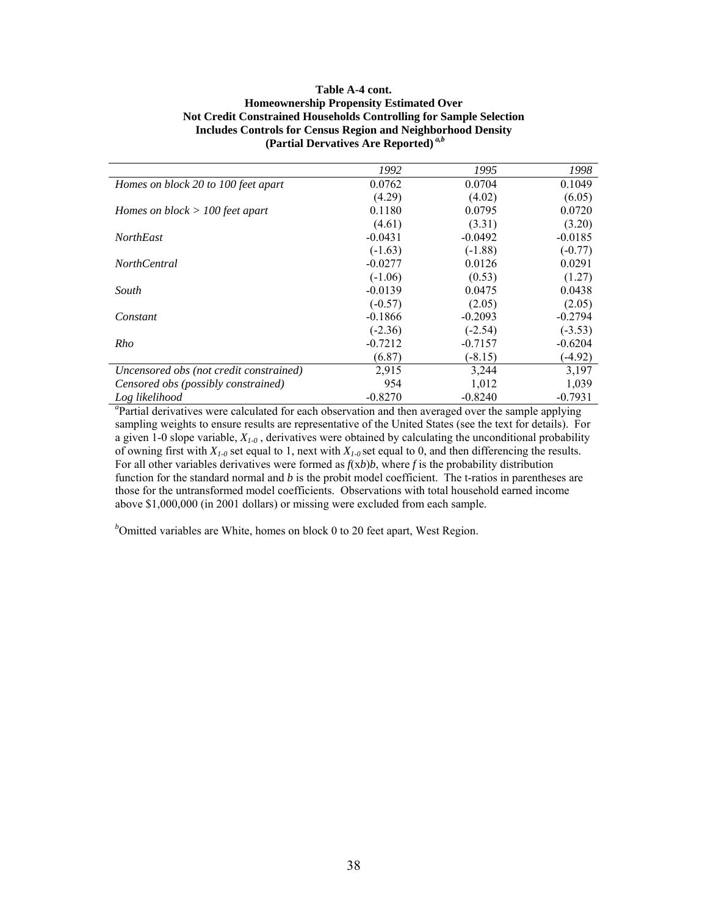**Table A-4 cont.**
**Homeownership Propensity Estimated Over**
**Not Credit Constrained Households Controlling for Sample Selection**
**Includes Controls for Census Region and Neighborhood Density**
**(Partial Dervatives Are Reported)** [a,b]

| | *1992* | *1995* | *1998* |
|---|---|---|---|
| *Homes on block 20 to 100 feet apart* | 0.0762 | 0.0704 | 0.1049 |
| | (4.29) | (4.02) | (6.05) |
| *Homes on block > 100 feet apart* | 0.1180 | 0.0795 | 0.0720 |
| | (4.61) | (3.31) | (3.20) |
| *NorthEast* | -0.0431 | -0.0492 | -0.0185 |
| | (-1.63) | (-1.88) | (-0.77) |
| *NorthCentral* | -0.0277 | 0.0126 | 0.0291 |
| | (-1.06) | (0.53) | (1.27) |
| *South* | -0.0139 | 0.0475 | 0.0438 |
| | (-0.57) | (2.05) | (2.05) |
| *Constant* | -0.1866 | -0.2093 | -0.2794 |
| | (-2.36) | (-2.54) | (-3.53) |
| *Rho* | -0.7212 | -0.7157 | -0.6204 |
| | (6.87) | (-8.15) | (-4.92) |
| *Uncensored obs (not credit constrained)* | 2,915 | 3,244 | 3,197 |
| *Censored obs (possibly constrained)* | 954 | 1,012 | 1,039 |
| *Log likelihood* | -0.8270 | -0.8240 | -0.7931 |

[a]Partial derivatives were calculated for each observation and then averaged over the sample applying sampling weights to ensure results are representative of the United States (see the text for details). For a given 1-0 slope variable, $X_{1\text{-}0}$, derivatives were obtained by calculating the unconditional probability of owning first with $X_{1\text{-}0}$ set equal to 1, next with $X_{1\text{-}0}$ set equal to 0, and then differencing the results. For all other variables derivatives were formed as $f(xb)b$, where $f$ is the probability distribution function for the standard normal and $b$ is the probit model coefficient. The t-ratios in parentheses are those for the untransformed model coefficients. Observations with total household earned income above \$1,000,000 (in 2001 dollars) or missing were excluded from each sample.

[b]Omitted variables are White, homes on block 0 to 20 feet apart, West Region.